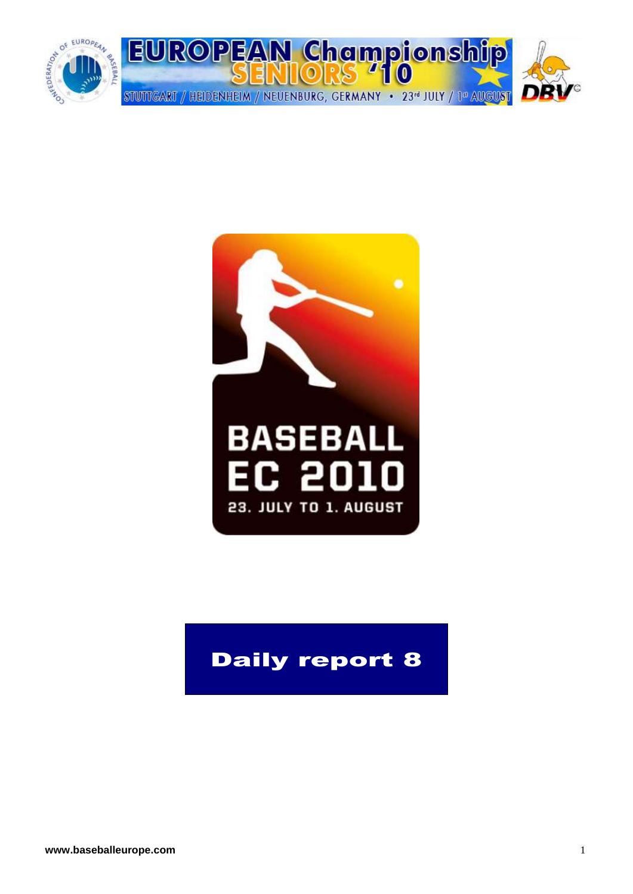EUROPEAN Championship SENIORS '10

STUTTGART / HEIDENHEIM / NEUENBURG, GERMANY • 23rd JULY / 1st AUGUST

BASEBALL EC 2010

23. JULY TO 1. AUGUST

# Daily report 8

www.baseballeurope.com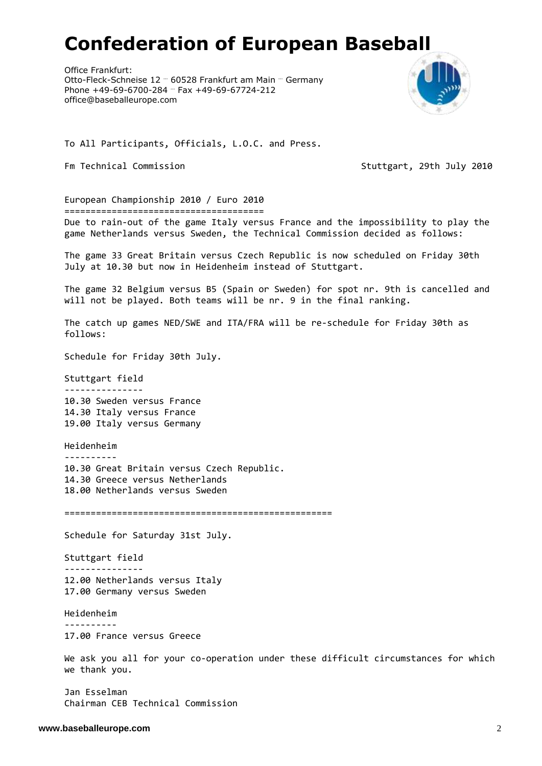# Confederation of European Baseball

Office Frankfurt:
Otto-Fleck-Schneise 12 ·· 60528 Frankfurt am Main ·· Germany
Phone +49-69-6700-284 ·· Fax +49-69-67724-212
office@baseballeurope.com

To All Participants, Officials, L.O.C. and Press.

Fm Technical Commission — Stuttgart, 29th July 2010

European Championship 2010 / Euro 2010

Due to rain-out of the game Italy versus France and the impossibility to play the game Netherlands versus Sweden, the Technical Commission decided as follows:

The game 33 Great Britain versus Czech Republic is now scheduled on Friday 30th July at 10.30 but now in Heidenheim instead of Stuttgart.

The game 32 Belgium versus B5 (Spain or Sweden) for spot nr. 9th is cancelled and will not be played. Both teams will be nr. 9 in the final ranking.

The catch up games NED/SWE and ITA/FRA will be re-schedule for Friday 30th as follows:

Schedule for Friday 30th July.

Stuttgart field

10.30 Sweden versus France
14.30 Italy versus France
19.00 Italy versus Germany

Heidenheim

10.30 Great Britain versus Czech Republic.
14.30 Greece versus Netherlands
18.00 Netherlands versus Sweden

---

Schedule for Saturday 31st July.

Stuttgart field

12.00 Netherlands versus Italy
17.00 Germany versus Sweden

Heidenheim

17.00 France versus Greece

We ask you all for your co-operation under these difficult circumstances for which we thank you.

Jan Esselman
Chairman CEB Technical Commission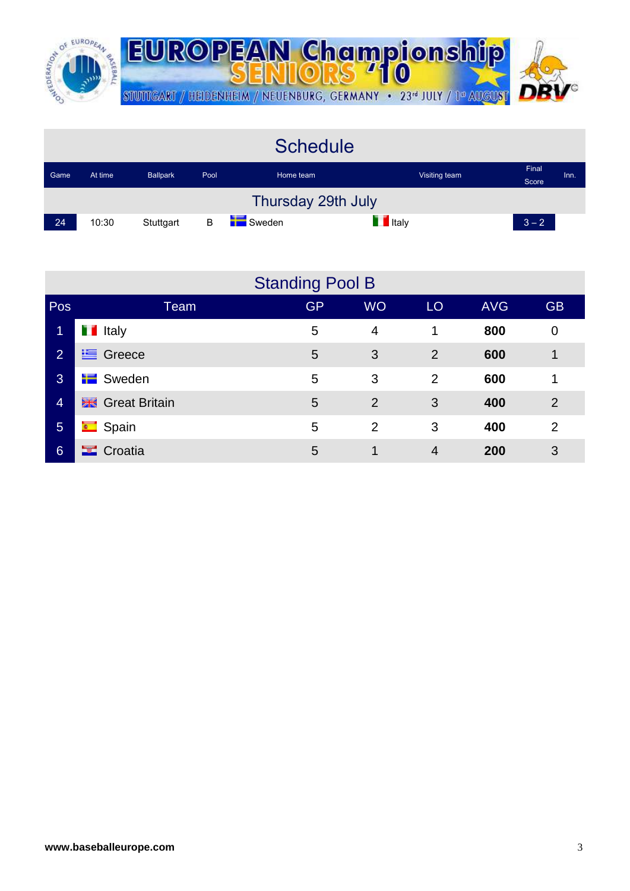EUROPEAN Championship SENIORS '10

STUTTGART / HEIDENHEIM / NEUENBURG, GERMANY • 23rd JULY / 1st AUGUST

## Schedule

| Game | At time | Ballpark | Pool | Home team | Visiting team | Final Score | Inn. |
|---|---|---|---|---|---|---|---|
| **Thursday 29th July** | | | | | | | |
| 24 | 10:30 | Stuttgart | B | Sweden | Italy | 3 – 2 | |

## Standing Pool B

| Pos | Team | GP | WO | LO | AVG | GB |
|---|---|---|---|---|---|---|
| 1 | Italy | 5 | 4 | 1 | **800** | 0 |
| 2 | Greece | 5 | 3 | 2 | **600** | 1 |
| 3 | Sweden | 5 | 3 | 2 | **600** | 1 |
| 4 | Great Britain | 5 | 2 | 3 | **400** | 2 |
| 5 | Spain | 5 | 2 | 3 | **400** | 2 |
| 6 | Croatia | 5 | 1 | 4 | **200** | 3 |

**www.baseballeurope.com**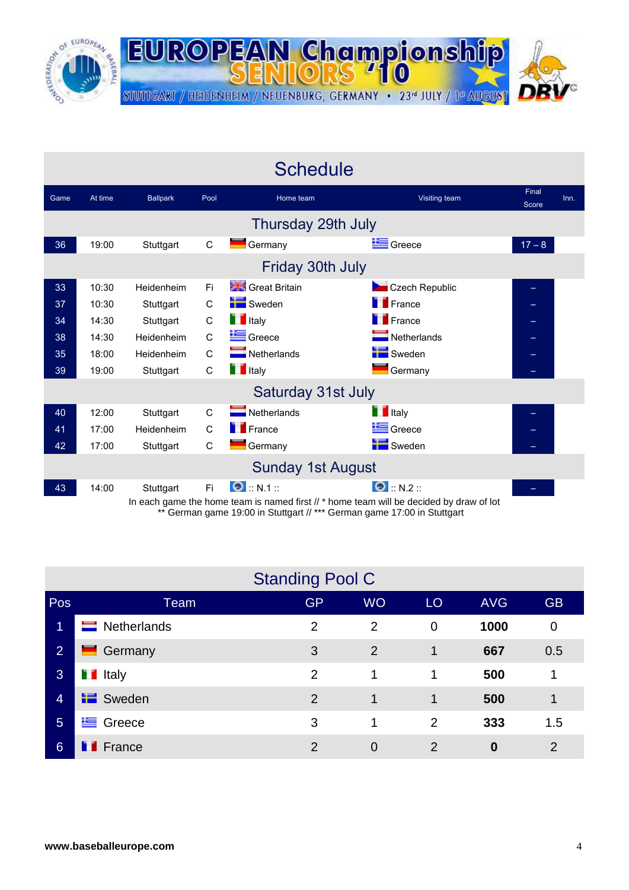# EUROPEAN Championship SENIORS '10

STUTTGART / HEIDENHEIM / NEUENBURG, GERMANY • 23rd JULY / 1st AUGUST

## Schedule

| Game | At time | Ballpark | Pool | Home team | Visiting team | Final Score | Inn. |
|---|---|---|---|---|---|---|---|
| **Thursday 29th July** | | | | | | | |
| 36 | 19:00 | Stuttgart | C | Germany | Greece | 17 – 8 | |
| **Friday 30th July** | | | | | | | |
| 33 | 10:30 | Heidenheim | Fi | Great Britain | Czech Republic | – | |
| 37 | 10:30 | Stuttgart | C | Sweden | France | – | |
| 34 | 14:30 | Stuttgart | C | Italy | France | – | |
| 38 | 14:30 | Heidenheim | C | Greece | Netherlands | – | |
| 35 | 18:00 | Heidenheim | C | Netherlands | Sweden | – | |
| 39 | 19:00 | Stuttgart | C | Italy | Germany | – | |
| **Saturday 31st July** | | | | | | | |
| 40 | 12:00 | Stuttgart | C | Netherlands | Italy | – | |
| 41 | 17:00 | Heidenheim | C | France | Greece | – | |
| 42 | 17:00 | Stuttgart | C | Germany | Sweden | – | |
| **Sunday 1st August** | | | | | | | |
| 43 | 14:00 | Stuttgart | Fi | :: N.1 :: | :: N.2 :: | – | |

In each game the home team is named first // * home team will be decided by draw of lot
** German game 19:00 in Stuttgart // *** German game 17:00 in Stuttgart

## Standing Pool C

| Pos | Team | GP | WO | LO | AVG | GB |
|---|---|---|---|---|---|---|
| 1 | Netherlands | 2 | 2 | 0 | **1000** | 0 |
| 2 | Germany | 3 | 2 | 1 | **667** | 0.5 |
| 3 | Italy | 2 | 1 | 1 | **500** | 1 |
| 4 | Sweden | 2 | 1 | 1 | **500** | 1 |
| 5 | Greece | 3 | 1 | 2 | **333** | 1.5 |
| 6 | France | 2 | 0 | 2 | **0** | 2 |

**www.baseballeurope.com**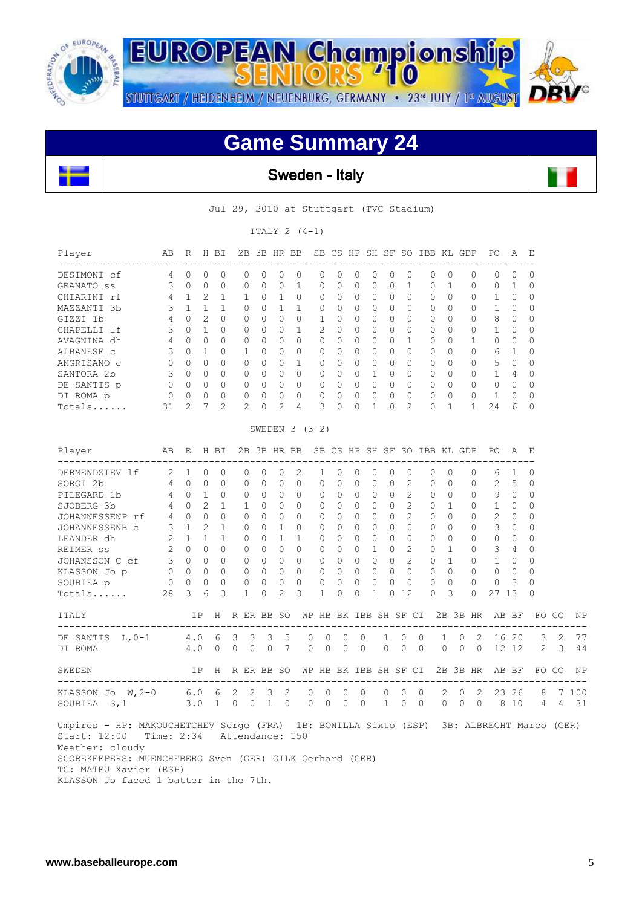# Game Summary 24

## Sweden - Italy

Jul 29, 2010 at Stuttgart (TVC Stadium)

ITALY 2 (4-1)

| Player | AB | R | H | BI | 2B | 3B | HR | BB | SB | CS | HP | SH | SF | SO | IBB | KL | GDP | PO | A | E |
|---|---|---|---|---|---|---|---|---|---|---|---|---|---|---|---|---|---|---|---|---|
| DESIMONI cf | 4 | 0 | 0 | 0 | 0 | 0 | 0 | 0 | 0 | 0 | 0 | 0 | 0 | 0 | 0 | 0 | 0 | 0 | 0 | 0 |
| GRANATO ss | 3 | 0 | 0 | 0 | 0 | 0 | 0 | 1 | 0 | 0 | 0 | 0 | 0 | 1 | 0 | 1 | 0 | 0 | 1 | 0 |
| CHIARINI rf | 4 | 1 | 2 | 1 | 1 | 0 | 1 | 0 | 0 | 0 | 0 | 0 | 0 | 0 | 0 | 0 | 0 | 1 | 0 | 0 |
| MAZZANTI 3b | 3 | 1 | 1 | 1 | 0 | 0 | 1 | 1 | 0 | 0 | 0 | 0 | 0 | 0 | 0 | 0 | 0 | 1 | 0 | 0 |
| GIZZI 1b | 4 | 0 | 2 | 0 | 0 | 0 | 0 | 0 | 1 | 0 | 0 | 0 | 0 | 0 | 0 | 0 | 0 | 8 | 0 | 0 |
| CHAPELLI lf | 3 | 0 | 1 | 0 | 0 | 0 | 0 | 1 | 2 | 0 | 0 | 0 | 0 | 0 | 0 | 0 | 0 | 1 | 0 | 0 |
| AVAGNINA dh | 4 | 0 | 0 | 0 | 0 | 0 | 0 | 0 | 0 | 0 | 0 | 0 | 0 | 1 | 0 | 0 | 1 | 0 | 0 | 0 |
| ALBANESE c | 3 | 0 | 1 | 0 | 1 | 0 | 0 | 0 | 0 | 0 | 0 | 0 | 0 | 0 | 0 | 0 | 0 | 6 | 1 | 0 |
| ANGRISANO c | 0 | 0 | 0 | 0 | 0 | 0 | 0 | 1 | 0 | 0 | 0 | 0 | 0 | 0 | 0 | 0 | 0 | 5 | 0 | 0 |
| SANTORA 2b | 3 | 0 | 0 | 0 | 0 | 0 | 0 | 0 | 0 | 0 | 0 | 1 | 0 | 0 | 0 | 0 | 0 | 1 | 4 | 0 |
| DE SANTIS p | 0 | 0 | 0 | 0 | 0 | 0 | 0 | 0 | 0 | 0 | 0 | 0 | 0 | 0 | 0 | 0 | 0 | 0 | 0 | 0 |
| DI ROMA p | 0 | 0 | 0 | 0 | 0 | 0 | 0 | 0 | 0 | 0 | 0 | 0 | 0 | 0 | 0 | 0 | 0 | 1 | 0 | 0 |
| Totals...... | 31 | 2 | 7 | 2 | 2 | 0 | 2 | 4 | 3 | 0 | 0 | 1 | 0 | 2 | 0 | 1 | 1 | 24 | 6 | 0 |

SWEDEN 3 (3-2)

| Player | AB | R | H | BI | 2B | 3B | HR | BB | SB | CS | HP | SH | SF | SO | IBB | KL | GDP | PO | A | E |
|---|---|---|---|---|---|---|---|---|---|---|---|---|---|---|---|---|---|---|---|---|
| DERMENDZIEV lf | 2 | 1 | 0 | 0 | 0 | 0 | 0 | 2 | 1 | 0 | 0 | 0 | 0 | 0 | 0 | 0 | 0 | 6 | 1 | 0 |
| SORGI 2b | 4 | 0 | 0 | 0 | 0 | 0 | 0 | 0 | 0 | 0 | 0 | 0 | 0 | 2 | 0 | 0 | 0 | 2 | 5 | 0 |
| PILEGARD 1b | 4 | 0 | 1 | 0 | 0 | 0 | 0 | 0 | 0 | 0 | 0 | 0 | 0 | 2 | 0 | 0 | 0 | 9 | 0 | 0 |
| SJOBERG 3b | 4 | 0 | 2 | 1 | 1 | 0 | 0 | 0 | 0 | 0 | 0 | 0 | 0 | 2 | 0 | 1 | 0 | 1 | 0 | 0 |
| JOHANNESSENP rf | 4 | 0 | 0 | 0 | 0 | 0 | 0 | 0 | 0 | 0 | 0 | 0 | 0 | 2 | 0 | 0 | 0 | 2 | 0 | 0 |
| JOHANNESSENB c | 3 | 1 | 2 | 1 | 0 | 0 | 1 | 0 | 0 | 0 | 0 | 0 | 0 | 0 | 0 | 0 | 0 | 3 | 0 | 0 |
| LEANDER dh | 2 | 1 | 1 | 1 | 0 | 0 | 1 | 1 | 0 | 0 | 0 | 0 | 0 | 0 | 0 | 0 | 0 | 0 | 0 | 0 |
| REIMER ss | 2 | 0 | 0 | 0 | 0 | 0 | 0 | 0 | 0 | 0 | 0 | 1 | 0 | 2 | 0 | 1 | 0 | 3 | 4 | 0 |
| JOHANSSON C cf | 3 | 0 | 0 | 0 | 0 | 0 | 0 | 0 | 0 | 0 | 0 | 0 | 0 | 2 | 0 | 1 | 0 | 1 | 0 | 0 |
| KLASSON Jo p | 0 | 0 | 0 | 0 | 0 | 0 | 0 | 0 | 0 | 0 | 0 | 0 | 0 | 0 | 0 | 0 | 0 | 0 | 0 | 0 |
| SOUBIEA p | 0 | 0 | 0 | 0 | 0 | 0 | 0 | 0 | 0 | 0 | 0 | 0 | 0 | 0 | 0 | 0 | 0 | 0 | 3 | 0 |
| Totals...... | 28 | 3 | 6 | 3 | 1 | 0 | 2 | 3 | 1 | 0 | 0 | 1 | 0 | 12 | 0 | 3 | 0 | 27 | 13 | 0 |

| ITALY | IP | H | R | ER | BB | SO | WP | HB | BK | IBB | SH | SF | CI | 2B | 3B | HR | AB | BF | FO | GO | NP |
|---|---|---|---|---|---|---|---|---|---|---|---|---|---|---|---|---|---|---|---|---|---|
| DE SANTIS L,0-1 | 4.0 | 6 | 3 | 3 | 3 | 5 | 0 | 0 | 0 | 0 | 1 | 0 | 0 | 1 | 0 | 2 | 16 | 20 | 3 | 2 | 77 |
| DI ROMA | 4.0 | 0 | 0 | 0 | 0 | 7 | 0 | 0 | 0 | 0 | 0 | 0 | 0 | 0 | 0 | 0 | 12 | 12 | 2 | 3 | 44 |

| SWEDEN | IP | H | R | ER | BB | SO | WP | HB | BK | IBB | SH | SF | CI | 2B | 3B | HR | AB | BF | FO | GO | NP |
|---|---|---|---|---|---|---|---|---|---|---|---|---|---|---|---|---|---|---|---|---|---|
| KLASSON Jo W,2-0 | 6.0 | 6 | 2 | 2 | 3 | 2 | 0 | 0 | 0 | 0 | 0 | 0 | 0 | 2 | 0 | 2 | 23 | 26 | 8 | 7 | 100 |
| SOUBIEA S,1 | 3.0 | 1 | 0 | 0 | 1 | 0 | 0 | 0 | 0 | 0 | 1 | 0 | 0 | 0 | 0 | 0 | 8 | 10 | 4 | 4 | 31 |

Umpires - HP: MAKOUCHETCHEV Serge (FRA) 1B: BONILLA Sixto (ESP) 3B: ALBRECHT Marco (GER)
Start: 12:00 Time: 2:34 Attendance: 150
Weather: cloudy
SCOREKEEPERS: MUENCHEBERG Sven (GER) GILK Gerhard (GER)
TC: MATEU Xavier (ESP)
KLASSON Jo faced 1 batter in the 7th.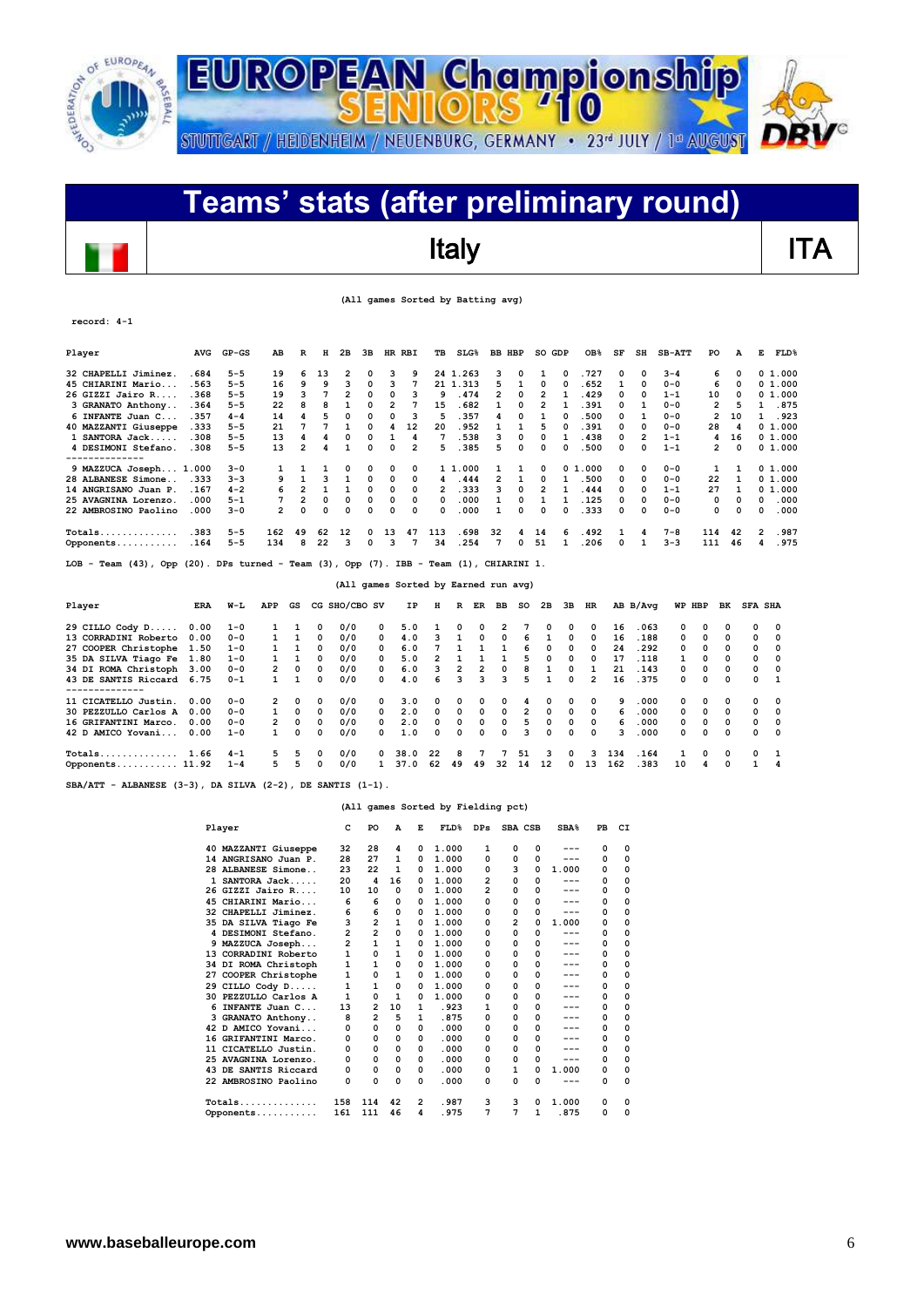# EUROPEAN Championship SENIORS '10

STUTTGART / HEIDENHEIM / NEUENBURG, GERMANY • 23rd JULY / 1st AUGUST

## Teams' stats (after preliminary round)

## Italy — ITA

(All games Sorted by Batting avg)

record: 4-1

| Player | AVG | GP-GS | AB | R | H | 2B | 3B | HR | RBI | TB | SLG% | BB | HBP | SO | GDP | OB% | SF | SH | SB-ATT | PO | A | E | FLD% |
|---|---|---|---|---|---|---|---|---|---|---|---|---|---|---|---|---|---|---|---|---|---|---|---|
| 32 CHAPELLI Jiminez. | .684 | 5-5 | 19 | 6 | 13 | 2 | 0 | 3 | 9 | 24 | 1.263 | 3 | 0 | 1 | 0 | .727 | 0 | 0 | 3-4 | 6 | 0 | 0 | 1.000 |
| 45 CHIARINI Mario... | .563 | 5-5 | 16 | 9 | 9 | 3 | 0 | 3 | 7 | 21 | 1.313 | 5 | 1 | 0 | 0 | .652 | 1 | 0 | 0-0 | 6 | 0 | 0 | 1.000 |
| 26 GIZZI Jairo R.... | .368 | 5-5 | 19 | 3 | 7 | 2 | 0 | 0 | 3 | 9 | .474 | 2 | 0 | 2 | 1 | .429 | 0 | 0 | 1-1 | 10 | 0 | 0 | 1.000 |
| 3 GRANATO Anthony.. | .364 | 5-5 | 22 | 8 | 8 | 1 | 0 | 2 | 7 | 15 | .682 | 1 | 0 | 2 | 1 | .391 | 0 | 1 | 0-0 | 2 | 5 | 1 | .875 |
| 6 INFANTE Juan C... | .357 | 4-4 | 14 | 4 | 5 | 0 | 0 | 0 | 3 | 5 | .357 | 4 | 0 | 1 | 0 | .500 | 0 | 1 | 0-0 | 2 | 10 | 1 | .923 |
| 40 MAZZANTI Giuseppe | .333 | 5-5 | 21 | 7 | 7 | 1 | 0 | 4 | 12 | 20 | .952 | 1 | 1 | 5 | 0 | .391 | 0 | 0 | 0-0 | 28 | 4 | 0 | 1.000 |
| 1 SANTORA Jack..... | .308 | 5-5 | 13 | 4 | 4 | 0 | 0 | 1 | 4 | 7 | .538 | 3 | 0 | 0 | 1 | .438 | 0 | 2 | 1-1 | 4 | 16 | 0 | 1.000 |
| 4 DESIMONI Stefano. | .308 | 5-5 | 13 | 2 | 4 | 1 | 0 | 0 | 2 | 5 | .385 | 5 | 0 | 0 | 0 | .500 | 0 | 0 | 1-1 | 2 | 0 | 0 | 1.000 |
| 9 MAZZUCA Joseph... | 1.000 | 3-0 | 1 | 1 | 1 | 0 | 0 | 0 | 0 | 1 | 1.000 | 1 | 1 | 0 | 0 | 1.000 | 0 | 0 | 0-0 | 1 | 1 | 0 | 1.000 |
| 28 ALBANESE Simone.. | .333 | 3-3 | 9 | 1 | 3 | 1 | 0 | 0 | 0 | 4 | .444 | 2 | 1 | 0 | 1 | .500 | 0 | 0 | 0-0 | 22 | 1 | 0 | 1.000 |
| 14 ANGRISANO Juan P. | .167 | 4-2 | 6 | 2 | 1 | 1 | 0 | 0 | 0 | 2 | .333 | 3 | 0 | 2 | 1 | .444 | 0 | 0 | 1-1 | 27 | 1 | 0 | 1.000 |
| 25 AVAGNINA Lorenzo. | .000 | 5-1 | 7 | 2 | 0 | 0 | 0 | 0 | 0 | 0 | .000 | 1 | 0 | 1 | 1 | .125 | 0 | 0 | 0-0 | 0 | 0 | 0 | .000 |
| 22 AMBROSINO Paolino | .000 | 3-0 | 2 | 0 | 0 | 0 | 0 | 0 | 0 | 0 | .000 | 1 | 0 | 0 | 0 | .333 | 0 | 0 | 0-0 | 0 | 0 | 0 | .000 |
| Totals.............. | .383 | 5-5 | 162 | 49 | 62 | 12 | 0 | 13 | 47 | 113 | .698 | 32 | 4 | 14 | 6 | .492 | 1 | 4 | 7-8 | 114 | 42 | 2 | .987 |
| Opponents........... | .164 | 5-5 | 134 | 8 | 22 | 3 | 0 | 3 | 7 | 34 | .254 | 7 | 0 | 51 | 1 | .206 | 0 | 1 | 3-3 | 111 | 46 | 4 | .975 |

LOB - Team (43), Opp (20). DPs turned - Team (3), Opp (7). IBB - Team (1), CHIARINI 1.

(All games Sorted by Earned run avg)

| Player | ERA | W-L | APP | GS | CG | SHO/CBO | SV | IP | H | R | ER | BB | SO | 2B | 3B | HR | AB | B/Avg | WP | HBP | BK | SFA | SHA |
|---|---|---|---|---|---|---|---|---|---|---|---|---|---|---|---|---|---|---|---|---|---|---|---|
| 29 CILLO Cody D..... | 0.00 | 1-0 | 1 | 1 | 0 | 0/0 | 0 | 5.0 | 1 | 0 | 0 | 2 | 7 | 0 | 0 | 0 | 16 | .063 | 0 | 0 | 0 | 0 | 0 |
| 13 CORRADINI Roberto | 0.00 | 0-0 | 1 | 1 | 0 | 0/0 | 0 | 4.0 | 3 | 1 | 0 | 0 | 6 | 1 | 0 | 0 | 16 | .188 | 0 | 0 | 0 | 0 | 0 |
| 27 COOPER Christophe | 1.50 | 1-0 | 1 | 1 | 0 | 0/0 | 0 | 6.0 | 7 | 1 | 1 | 1 | 6 | 0 | 0 | 0 | 24 | .292 | 0 | 0 | 0 | 0 | 0 |
| 35 DA SILVA Tiago Fe | 1.80 | 1-0 | 1 | 1 | 0 | 0/0 | 0 | 5.0 | 2 | 1 | 1 | 1 | 5 | 0 | 0 | 0 | 17 | .118 | 1 | 0 | 0 | 0 | 0 |
| 34 DI ROMA Christoph | 3.00 | 0-0 | 2 | 0 | 0 | 0/0 | 0 | 6.0 | 3 | 2 | 2 | 0 | 8 | 1 | 0 | 1 | 21 | .143 | 0 | 0 | 0 | 0 | 0 |
| 43 DE SANTIS Riccard | 6.75 | 0-1 | 1 | 1 | 0 | 0/0 | 0 | 4.0 | 6 | 3 | 3 | 3 | 5 | 1 | 0 | 2 | 16 | .375 | 0 | 0 | 0 | 0 | 1 |
| 11 CICATELLO Justin. | 0.00 | 0-0 | 2 | 0 | 0 | 0/0 | 0 | 3.0 | 0 | 0 | 0 | 0 | 4 | 0 | 0 | 0 | 9 | .000 | 0 | 0 | 0 | 0 | 0 |
| 30 PEZZULLO Carlos A | 0.00 | 0-0 | 1 | 0 | 0 | 0/0 | 0 | 2.0 | 0 | 0 | 0 | 0 | 2 | 0 | 0 | 0 | 6 | .000 | 0 | 0 | 0 | 0 | 0 |
| 16 GRIFANTINI Marco. | 0.00 | 0-0 | 2 | 0 | 0 | 0/0 | 0 | 2.0 | 0 | 0 | 0 | 0 | 5 | 0 | 0 | 0 | 6 | .000 | 0 | 0 | 0 | 0 | 0 |
| 42 D AMICO Yovani... | 0.00 | 1-0 | 1 | 0 | 0 | 0/0 | 0 | 1.0 | 0 | 0 | 0 | 0 | 3 | 0 | 0 | 0 | 3 | .000 | 0 | 0 | 0 | 0 | 0 |
| Totals.............. | 1.66 | 4-1 | 5 | 5 | 0 | 0/0 | 0 | 38.0 | 22 | 8 | 7 | 7 | 51 | 3 | 0 | 3 | 134 | .164 | 1 | 0 | 0 | 0 | 1 |
| Opponents........... | 11.92 | 1-4 | 5 | 5 | 0 | 0/0 | 1 | 37.0 | 62 | 49 | 49 | 32 | 14 | 12 | 0 | 13 | 162 | .383 | 10 | 4 | 0 | 1 | 4 |

SBA/ATT - ALBANESE (3-3), DA SILVA (2-2), DE SANTIS (1-1).

(All games Sorted by Fielding pct)

| Player | C | PO | A | E | FLD% | DPs | SBA | CSB | SBA% | PB | CI |
|---|---|---|---|---|---|---|---|---|---|---|---|
| 40 MAZZANTI Giuseppe | 32 | 28 | 4 | 0 | 1.000 | 1 | 0 | 0 | --- | 0 | 0 |
| 14 ANGRISANO Juan P. | 28 | 27 | 1 | 0 | 1.000 | 0 | 0 | 0 | --- | 0 | 0 |
| 28 ALBANESE Simone.. | 23 | 22 | 1 | 0 | 1.000 | 0 | 3 | 0 | 1.000 | 0 | 0 |
| 1 SANTORA Jack..... | 20 | 4 | 16 | 0 | 1.000 | 2 | 0 | 0 | --- | 0 | 0 |
| 26 GIZZI Jairo R.... | 10 | 10 | 0 | 0 | 1.000 | 2 | 0 | 0 | --- | 0 | 0 |
| 45 CHIARINI Mario... | 6 | 6 | 0 | 0 | 1.000 | 0 | 0 | 0 | --- | 0 | 0 |
| 32 CHAPELLI Jiminez. | 6 | 6 | 0 | 0 | 1.000 | 0 | 0 | 0 | --- | 0 | 0 |
| 35 DA SILVA Tiago Fe | 3 | 2 | 1 | 0 | 1.000 | 0 | 2 | 0 | 1.000 | 0 | 0 |
| 4 DESIMONI Stefano. | 2 | 2 | 0 | 0 | 1.000 | 0 | 0 | 0 | --- | 0 | 0 |
| 9 MAZZUCA Joseph... | 2 | 1 | 1 | 0 | 1.000 | 0 | 0 | 0 | --- | 0 | 0 |
| 13 CORRADINI Roberto | 1 | 0 | 1 | 0 | 1.000 | 0 | 0 | 0 | --- | 0 | 0 |
| 34 DI ROMA Christoph | 1 | 1 | 0 | 0 | 1.000 | 0 | 0 | 0 | --- | 0 | 0 |
| 27 COOPER Christophe | 1 | 0 | 1 | 0 | 1.000 | 0 | 0 | 0 | --- | 0 | 0 |
| 29 CILLO Cody D..... | 1 | 1 | 0 | 0 | 1.000 | 0 | 0 | 0 | --- | 0 | 0 |
| 30 PEZZULLO Carlos A | 1 | 0 | 1 | 0 | 1.000 | 0 | 0 | 0 | --- | 0 | 0 |
| 6 INFANTE Juan C... | 13 | 2 | 10 | 1 | .923 | 1 | 0 | 0 | --- | 0 | 0 |
| 3 GRANATO Anthony.. | 8 | 2 | 5 | 1 | .875 | 0 | 0 | 0 | --- | 0 | 0 |
| 42 D AMICO Yovani... | 0 | 0 | 0 | 0 | .000 | 0 | 0 | 0 | --- | 0 | 0 |
| 16 GRIFANTINI Marco. | 0 | 0 | 0 | 0 | .000 | 0 | 0 | 0 | --- | 0 | 0 |
| 11 CICATELLO Justin. | 0 | 0 | 0 | 0 | .000 | 0 | 0 | 0 | --- | 0 | 0 |
| 25 AVAGNINA Lorenzo. | 0 | 0 | 0 | 0 | .000 | 0 | 0 | 0 | --- | 0 | 0 |
| 43 DE SANTIS Riccard | 0 | 0 | 0 | 0 | .000 | 0 | 1 | 0 | 1.000 | 0 | 0 |
| 22 AMBROSINO Paolino | 0 | 0 | 0 | 0 | .000 | 0 | 0 | 0 | --- | 0 | 0 |
| Totals.............. | 158 | 114 | 42 | 2 | .987 | 3 | 3 | 0 | 1.000 | 0 | 0 |
| Opponents........... | 161 | 111 | 46 | 4 | .975 | 7 | 7 | 1 | .875 | 0 | 0 |

www.baseballeurope.com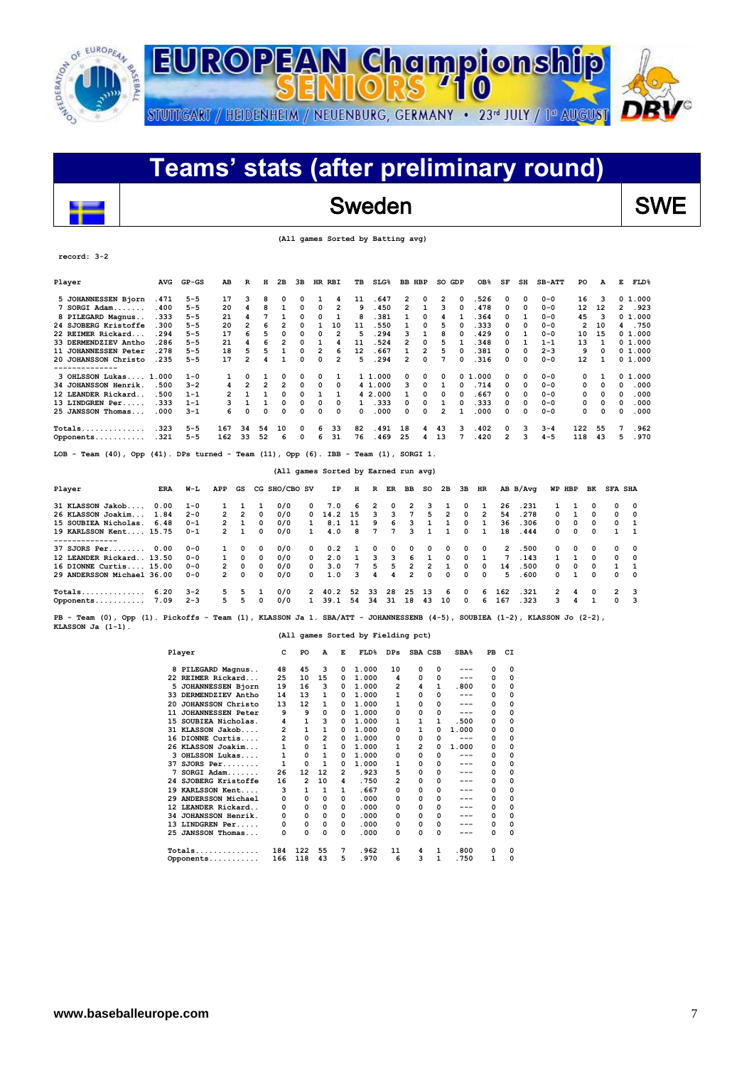# EUROPEAN Championship SENIORS '10

STUTTGART / HEIDENHEIM / NEUENBURG, GERMANY • 23rd JULY / 1st AUGUST

## Teams' stats (after preliminary round)

## Sweden SWE

(All games Sorted by Batting avg)

record: 3-2

| Player | AVG | GP-GS | AB | R | H | 2B | 3B | HR | RBI | TB | SLG% | BB | HBP | SO | GDP | OB% | SF | SH | SB-ATT | PO | A | E | FLD% |
|---|---|---|---|---|---|---|---|---|---|---|---|---|---|---|---|---|---|---|---|---|---|---|---|
| 5 JOHANNESSEN Bjorn | .471 | 5-5 | 17 | 3 | 8 | 0 | 0 | 1 | 4 | 11 | .647 | 2 | 0 | 2 | 0 | .526 | 0 | 0 | 0-0 | 16 | 3 | 0 | 1.000 |
| 7 SORGI Adam....... | .400 | 5-5 | 20 | 4 | 8 | 1 | 0 | 0 | 2 | 9 | .450 | 2 | 1 | 3 | 0 | .478 | 0 | 0 | 0-0 | 12 | 12 | 2 | .923 |
| 8 PILEGARD Magnus.. | .333 | 5-5 | 21 | 4 | 7 | 1 | 0 | 0 | 1 | 8 | .381 | 1 | 0 | 4 | 1 | .364 | 0 | 1 | 0-0 | 45 | 3 | 0 | 1.000 |
| 24 SJOBERG Kristoffe | .300 | 5-5 | 20 | 2 | 6 | 2 | 0 | 1 | 10 | 11 | .550 | 1 | 0 | 5 | 0 | .333 | 0 | 0 | 0-0 | 2 | 10 | 4 | .750 |
| 22 REIMER Rickard... | .294 | 5-5 | 17 | 6 | 5 | 0 | 0 | 0 | 2 | 5 | .294 | 3 | 1 | 8 | 0 | .429 | 0 | 1 | 0-0 | 10 | 15 | 0 | 1.000 |
| 33 DERMENDZIEV Antho | .286 | 5-5 | 21 | 4 | 6 | 2 | 0 | 1 | 4 | 11 | .524 | 2 | 0 | 5 | 1 | .348 | 0 | 1 | 1-1 | 13 | 1 | 0 | 1.000 |
| 11 JOHANNESSEN Peter | .278 | 5-5 | 18 | 5 | 5 | 1 | 0 | 2 | 6 | 12 | .667 | 1 | 2 | 5 | 0 | .381 | 0 | 0 | 2-3 | 9 | 0 | 0 | 1.000 |
| 20 JOHANSSON Christo | .235 | 5-5 | 17 | 2 | 4 | 1 | 0 | 0 | 2 | 5 | .294 | 2 | 0 | 7 | 0 | .316 | 0 | 0 | 0-0 | 12 | 1 | 0 | 1.000 |
| -------------- | | | | | | | | | | | | | | | | | | | | | | | |
| 3 OHLSSON Lukas.... | 1.000 | 1-0 | 1 | 0 | 1 | 0 | 0 | 0 | 1 | 1 | 1.000 | 0 | 0 | 0 | 0 | 1.000 | 0 | 0 | 0-0 | 0 | 1 | 0 | 1.000 |
| 34 JOHANSSON Henrik. | .500 | 3-2 | 4 | 2 | 2 | 2 | 0 | 0 | 0 | 4 | 1.000 | 3 | 0 | 1 | 0 | .714 | 0 | 0 | 0-0 | 0 | 0 | 0 | .000 |
| 12 LEANDER Rickard.. | .500 | 1-1 | 2 | 1 | 1 | 0 | 0 | 1 | 1 | 4 | 2.000 | 1 | 0 | 0 | 0 | .667 | 0 | 0 | 0-0 | 0 | 0 | 0 | .000 |
| 13 LINDGREN Per..... | .333 | 1-1 | 3 | 1 | 1 | 0 | 0 | 0 | 0 | 1 | .333 | 0 | 0 | 1 | 0 | .333 | 0 | 0 | 0-0 | 0 | 0 | 0 | .000 |
| 25 JANSSON Thomas... | .000 | 3-1 | 6 | 0 | 0 | 0 | 0 | 0 | 0 | 0 | .000 | 0 | 0 | 2 | 1 | .000 | 0 | 0 | 0-0 | 0 | 0 | 0 | .000 |
| Totals.............. | .323 | 5-5 | 167 | 34 | 54 | 10 | 0 | 6 | 33 | 82 | .491 | 18 | 4 | 43 | 3 | .402 | 0 | 3 | 3-4 | 122 | 55 | 7 | .962 |
| Opponents........... | .321 | 5-5 | 162 | 33 | 52 | 6 | 0 | 6 | 31 | 76 | .469 | 25 | 4 | 13 | 7 | .420 | 2 | 3 | 4-5 | 118 | 43 | 5 | .970 |

LOB - Team (40), Opp (41). DPs turned - Team (11), Opp (6). IBB - Team (1), SORGI 1.

(All games Sorted by Earned run avg)

| Player | ERA | W-L | APP | GS | CG | SHO/CBO | SV | IP | H | R | ER | BB | SO | 2B | 3B | HR | AB | B/Avg | WP | HBP | BK | SFA | SHA |
|---|---|---|---|---|---|---|---|---|---|---|---|---|---|---|---|---|---|---|---|---|---|---|---|
| 31 KLASSON Jakob.... | 0.00 | 1-0 | 1 | 1 | 1 | 0/0 | 0 | 7.0 | 6 | 2 | 0 | 2 | 3 | 1 | 0 | 1 | 26 | .231 | 1 | 1 | 0 | 0 | 0 |
| 26 KLASSON Joakim... | 1.84 | 2-0 | 2 | 2 | 0 | 0/0 | 0 | 14.2 | 15 | 3 | 3 | 7 | 5 | 2 | 0 | 2 | 54 | .278 | 0 | 1 | 0 | 0 | 0 |
| 15 SOUBIEA Nicholas. | 6.48 | 0-1 | 2 | 1 | 0 | 0/0 | 1 | 8.1 | 11 | 9 | 6 | 3 | 1 | 1 | 0 | 1 | 36 | .306 | 0 | 0 | 0 | 0 | 1 |
| 19 KARLSSON Kent.... | 15.75 | 0-1 | 2 | 1 | 0 | 0/0 | 1 | 4.0 | 8 | 7 | 7 | 3 | 1 | 1 | 0 | 1 | 18 | .444 | 0 | 0 | 0 | 1 | 1 |
| -------------- | | | | | | | | | | | | | | | | | | | | | | | |
| 37 SJORS Per........ | 0.00 | 0-0 | 1 | 0 | 0 | 0/0 | 0 | 0.2 | 1 | 0 | 0 | 0 | 0 | 0 | 0 | 0 | 2 | .500 | 0 | 0 | 0 | 0 | 0 |
| 12 LEANDER Rickard.. | 13.50 | 0-0 | 1 | 0 | 0 | 0/0 | 0 | 2.0 | 1 | 3 | 3 | 6 | 1 | 0 | 0 | 1 | 7 | .143 | 1 | 1 | 0 | 0 | 0 |
| 16 DIONNE Curtis.... | 15.00 | 0-0 | 2 | 0 | 0 | 0/0 | 0 | 3.0 | 7 | 5 | 5 | 2 | 2 | 1 | 0 | 0 | 14 | .500 | 0 | 0 | 0 | 1 | 1 |
| 29 ANDERSSON Michael | 36.00 | 0-0 | 2 | 0 | 0 | 0/0 | 0 | 1.0 | 3 | 4 | 4 | 2 | 0 | 0 | 0 | 0 | 5 | .600 | 0 | 1 | 0 | 0 | 0 |
| Totals.............. | 6.20 | 3-2 | 5 | 5 | 1 | 0/0 | 2 | 40.2 | 52 | 33 | 28 | 25 | 13 | 6 | 0 | 6 | 162 | .321 | 2 | 4 | 0 | 2 | 3 |
| Opponents........... | 7.09 | 2-3 | 5 | 5 | 0 | 0/0 | 1 | 39.1 | 54 | 34 | 31 | 18 | 43 | 10 | 0 | 6 | 167 | .323 | 3 | 4 | 1 | 0 | 3 |

PB - Team (0), Opp (1). Pickoffs - Team (1), KLASSON Ja 1. SBA/ATT - JOHANNESSENB (4-5), SOUBIEA (1-2), KLASSON Jo (2-2), KLASSON Ja (1-1).

(All games Sorted by Fielding pct)

| Player | C | PO | A | E | FLD% | DPs | SBA | CSB | SBA% | PB | CI |
|---|---|---|---|---|---|---|---|---|---|---|---|
| 8 PILEGARD Magnus.. | 48 | 45 | 3 | 0 | 1.000 | 10 | 0 | 0 | --- | 0 | 0 |
| 22 REIMER Rickard... | 25 | 10 | 15 | 0 | 1.000 | 4 | 0 | 0 | --- | 0 | 0 |
| 5 JOHANNESSEN Bjorn | 19 | 16 | 3 | 0 | 1.000 | 2 | 4 | 1 | .800 | 0 | 0 |
| 33 DERMENDZIEV Antho | 14 | 13 | 1 | 0 | 1.000 | 1 | 0 | 0 | --- | 0 | 0 |
| 20 JOHANSSON Christo | 13 | 12 | 1 | 0 | 1.000 | 1 | 0 | 0 | --- | 0 | 0 |
| 11 JOHANNESSEN Peter | 9 | 9 | 0 | 0 | 1.000 | 0 | 0 | 0 | --- | 0 | 0 |
| 15 SOUBIEA Nicholas. | 4 | 1 | 3 | 0 | 1.000 | 1 | 1 | 1 | .500 | 0 | 0 |
| 31 KLASSON Jakob.... | 2 | 1 | 1 | 0 | 1.000 | 0 | 1 | 0 | 1.000 | 0 | 0 |
| 16 DIONNE Curtis.... | 2 | 0 | 2 | 0 | 1.000 | 0 | 0 | 0 | --- | 0 | 0 |
| 26 KLASSON Joakim... | 1 | 0 | 1 | 0 | 1.000 | 1 | 2 | 0 | 1.000 | 0 | 0 |
| 3 OHLSSON Lukas.... | 1 | 0 | 1 | 0 | 1.000 | 0 | 0 | 0 | --- | 0 | 0 |
| 37 SJORS Per........ | 1 | 0 | 1 | 0 | 1.000 | 1 | 0 | 0 | --- | 0 | 0 |
| 7 SORGI Adam....... | 26 | 12 | 12 | 2 | .923 | 5 | 0 | 0 | --- | 0 | 0 |
| 24 SJOBERG Kristoffe | 16 | 2 | 10 | 4 | .750 | 2 | 0 | 0 | --- | 0 | 0 |
| 19 KARLSSON Kent.... | 3 | 1 | 1 | 1 | .667 | 0 | 0 | 0 | --- | 0 | 0 |
| 29 ANDERSSON Michael | 0 | 0 | 0 | 0 | .000 | 0 | 0 | 0 | --- | 0 | 0 |
| 12 LEANDER Rickard.. | 0 | 0 | 0 | 0 | .000 | 0 | 0 | 0 | --- | 0 | 0 |
| 34 JOHANSSON Henrik. | 0 | 0 | 0 | 0 | .000 | 0 | 0 | 0 | --- | 0 | 0 |
| 13 LINDGREN Per..... | 0 | 0 | 0 | 0 | .000 | 0 | 0 | 0 | --- | 0 | 0 |
| 25 JANSSON Thomas... | 0 | 0 | 0 | 0 | .000 | 0 | 0 | 0 | --- | 0 | 0 |
| Totals.............. | 184 | 122 | 55 | 7 | .962 | 11 | 4 | 1 | .800 | 0 | 0 |
| Opponents........... | 166 | 118 | 43 | 5 | .970 | 6 | 3 | 1 | .750 | 1 | 0 |

www.baseballeurope.com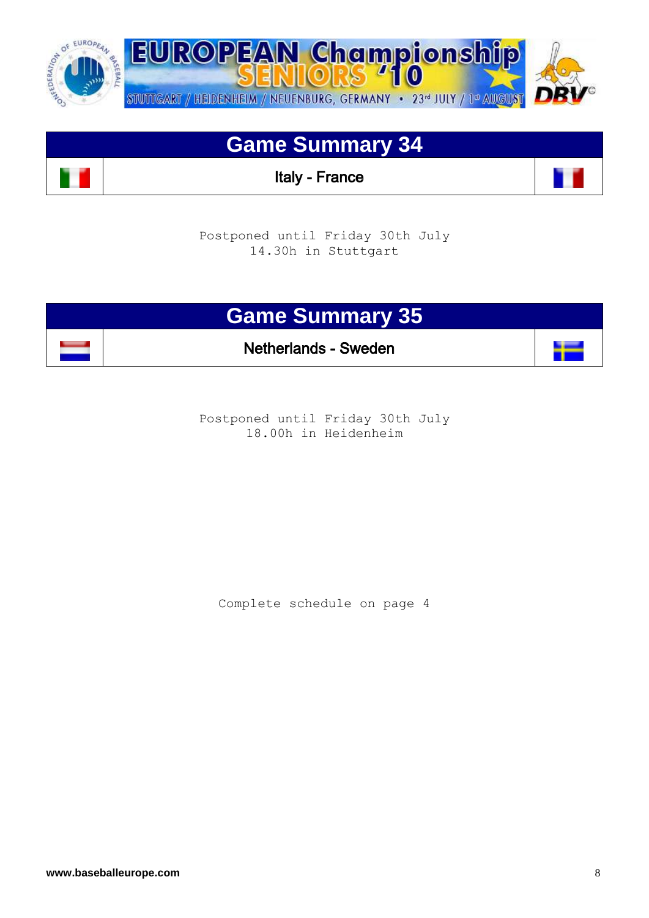## Game Summary 34

**Italy - France**

Postponed until Friday 30th July
14.30h in Stuttgart

## Game Summary 35

**Netherlands - Sweden**

Postponed until Friday 30th July
18.00h in Heidenheim

Complete schedule on page 4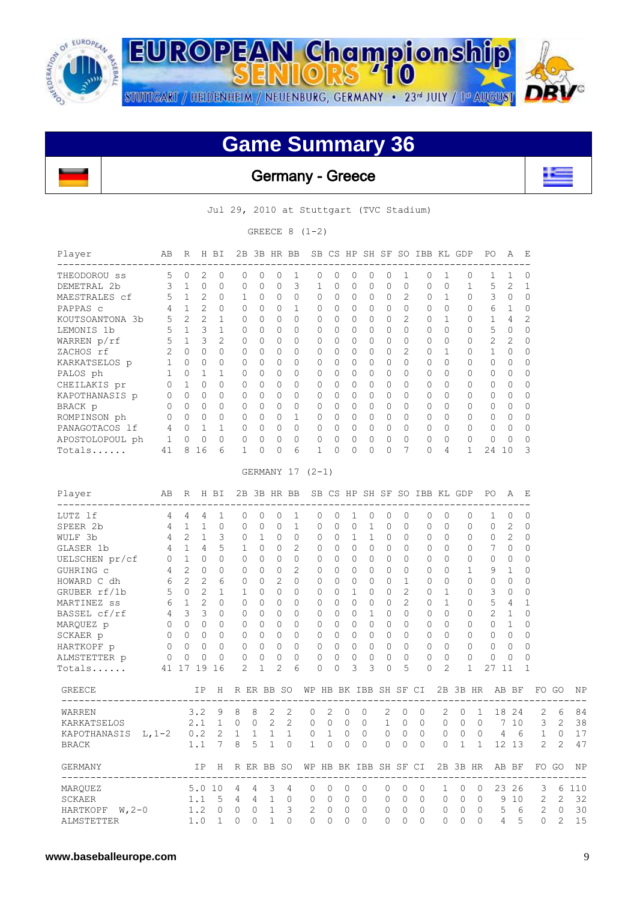# Game Summary 36

## Germany - Greece

Jul 29, 2010 at Stuttgart (TVC Stadium)

GREECE 8 (1-2)

| Player | AB | R | H | BI | 2B | 3B | HR | BB | SB | CS | HP | SH | SF | SO | IBB | KL | GDP | PO | A | E |
|---|---|---|---|---|---|---|---|---|---|---|---|---|---|---|---|---|---|---|---|---|
| THEODOROU ss | 5 | 0 | 2 | 0 | 0 | 0 | 0 | 1 | 0 | 0 | 0 | 0 | 0 | 1 | 0 | 1 | 0 | 1 | 1 | 0 |
| DEMETRAL 2b | 3 | 1 | 0 | 0 | 0 | 0 | 0 | 3 | 1 | 0 | 0 | 0 | 0 | 0 | 0 | 0 | 1 | 5 | 2 | 1 |
| MAESTRALES cf | 5 | 1 | 2 | 0 | 1 | 0 | 0 | 0 | 0 | 0 | 0 | 0 | 0 | 2 | 0 | 1 | 0 | 3 | 0 | 0 |
| PAPPAS c | 4 | 1 | 2 | 0 | 0 | 0 | 0 | 1 | 0 | 0 | 0 | 0 | 0 | 0 | 0 | 0 | 0 | 6 | 1 | 0 |
| KOUTSOANTONA 3b | 5 | 2 | 2 | 1 | 0 | 0 | 0 | 0 | 0 | 0 | 0 | 0 | 0 | 2 | 0 | 1 | 0 | 1 | 4 | 2 |
| LEMONIS 1b | 5 | 1 | 3 | 1 | 0 | 0 | 0 | 0 | 0 | 0 | 0 | 0 | 0 | 0 | 0 | 0 | 0 | 5 | 0 | 0 |
| WARREN p/rf | 5 | 1 | 3 | 2 | 0 | 0 | 0 | 0 | 0 | 0 | 0 | 0 | 0 | 0 | 0 | 0 | 0 | 2 | 2 | 0 |
| ZACHOS rf | 2 | 0 | 0 | 0 | 0 | 0 | 0 | 0 | 0 | 0 | 0 | 0 | 0 | 2 | 0 | 1 | 0 | 1 | 0 | 0 |
| KARKATSELOS p | 1 | 0 | 0 | 0 | 0 | 0 | 0 | 0 | 0 | 0 | 0 | 0 | 0 | 0 | 0 | 0 | 0 | 0 | 0 | 0 |
| PALOS ph | 1 | 0 | 1 | 1 | 0 | 0 | 0 | 0 | 0 | 0 | 0 | 0 | 0 | 0 | 0 | 0 | 0 | 0 | 0 | 0 |
| CHEILAKIS pr | 0 | 1 | 0 | 0 | 0 | 0 | 0 | 0 | 0 | 0 | 0 | 0 | 0 | 0 | 0 | 0 | 0 | 0 | 0 | 0 |
| KAPOTHANASIS p | 0 | 0 | 0 | 0 | 0 | 0 | 0 | 0 | 0 | 0 | 0 | 0 | 0 | 0 | 0 | 0 | 0 | 0 | 0 | 0 |
| BRACK p | 0 | 0 | 0 | 0 | 0 | 0 | 0 | 0 | 0 | 0 | 0 | 0 | 0 | 0 | 0 | 0 | 0 | 0 | 0 | 0 |
| ROMPINSON ph | 0 | 0 | 0 | 0 | 0 | 0 | 0 | 1 | 0 | 0 | 0 | 0 | 0 | 0 | 0 | 0 | 0 | 0 | 0 | 0 |
| PANAGOTACOS lf | 4 | 0 | 1 | 1 | 0 | 0 | 0 | 0 | 0 | 0 | 0 | 0 | 0 | 0 | 0 | 0 | 0 | 0 | 0 | 0 |
| APOSTOLOPOUL ph | 1 | 0 | 0 | 0 | 0 | 0 | 0 | 0 | 0 | 0 | 0 | 0 | 0 | 0 | 0 | 0 | 0 | 0 | 0 | 0 |
| Totals...... | 41 | 8 | 16 | 6 | 1 | 0 | 0 | 6 | 1 | 0 | 0 | 0 | 0 | 7 | 0 | 4 | 1 | 24 | 10 | 3 |

GERMANY 17 (2-1)

| Player | AB | R | H | BI | 2B | 3B | HR | BB | SB | CS | HP | SH | SF | SO | IBB | KL | GDP | PO | A | E |
|---|---|---|---|---|---|---|---|---|---|---|---|---|---|---|---|---|---|---|---|---|
| LUTZ lf | 4 | 4 | 4 | 1 | 0 | 0 | 0 | 1 | 0 | 0 | 1 | 0 | 0 | 0 | 0 | 0 | 0 | 1 | 0 | 0 |
| SPEER 2b | 4 | 1 | 1 | 0 | 0 | 0 | 0 | 1 | 0 | 0 | 0 | 1 | 0 | 0 | 0 | 0 | 0 | 0 | 2 | 0 |
| WULF 3b | 4 | 2 | 1 | 3 | 0 | 1 | 0 | 0 | 0 | 0 | 1 | 1 | 0 | 0 | 0 | 0 | 0 | 0 | 2 | 0 |
| GLASER 1b | 4 | 1 | 4 | 5 | 1 | 0 | 0 | 2 | 0 | 0 | 0 | 0 | 0 | 0 | 0 | 0 | 0 | 7 | 0 | 0 |
| UELSCHEN pr/cf | 0 | 1 | 0 | 0 | 0 | 0 | 0 | 0 | 0 | 0 | 0 | 0 | 0 | 0 | 0 | 0 | 0 | 0 | 0 | 0 |
| GUHRING c | 4 | 2 | 0 | 0 | 0 | 0 | 0 | 2 | 0 | 0 | 0 | 0 | 0 | 0 | 0 | 0 | 1 | 9 | 1 | 0 |
| HOWARD C dh | 6 | 2 | 2 | 6 | 0 | 0 | 2 | 0 | 0 | 0 | 0 | 0 | 0 | 1 | 0 | 0 | 0 | 0 | 0 | 0 |
| GRUBER rf/1b | 5 | 0 | 2 | 1 | 1 | 0 | 0 | 0 | 0 | 0 | 1 | 0 | 0 | 2 | 0 | 1 | 0 | 3 | 0 | 0 |
| MARTINEZ ss | 6 | 1 | 2 | 0 | 0 | 0 | 0 | 0 | 0 | 0 | 0 | 0 | 0 | 2 | 0 | 1 | 0 | 5 | 4 | 1 |
| BASSEL cf/rf | 4 | 3 | 3 | 0 | 0 | 0 | 0 | 0 | 0 | 0 | 0 | 1 | 0 | 0 | 0 | 0 | 0 | 2 | 1 | 0 |
| MARQUEZ p | 0 | 0 | 0 | 0 | 0 | 0 | 0 | 0 | 0 | 0 | 0 | 0 | 0 | 0 | 0 | 0 | 0 | 0 | 1 | 0 |
| SCKAER p | 0 | 0 | 0 | 0 | 0 | 0 | 0 | 0 | 0 | 0 | 0 | 0 | 0 | 0 | 0 | 0 | 0 | 0 | 0 | 0 |
| HARTKOPF p | 0 | 0 | 0 | 0 | 0 | 0 | 0 | 0 | 0 | 0 | 0 | 0 | 0 | 0 | 0 | 0 | 0 | 0 | 0 | 0 |
| ALMSTETTER p | 0 | 0 | 0 | 0 | 0 | 0 | 0 | 0 | 0 | 0 | 0 | 0 | 0 | 0 | 0 | 0 | 0 | 0 | 0 | 0 |
| Totals...... | 41 | 17 | 19 | 16 | 2 | 1 | 2 | 6 | 0 | 0 | 3 | 3 | 0 | 5 | 0 | 2 | 1 | 27 | 11 | 1 |

| GREECE | IP | H | R | ER | BB | SO | WP | HB | BK | IBB | SH | SF | CI | 2B | 3B | HR | AB | BF | FO | GO | NP |
|---|---|---|---|---|---|---|---|---|---|---|---|---|---|---|---|---|---|---|---|---|---|
| WARREN | 3.2 | 9 | 8 | 8 | 2 | 2 | 0 | 2 | 0 | 0 | 2 | 0 | 0 | 2 | 0 | 1 | 18 | 24 | 2 | 6 | 84 |
| KARKATSELOS | 2.1 | 1 | 0 | 0 | 2 | 2 | 0 | 0 | 0 | 0 | 1 | 0 | 0 | 0 | 0 | 0 | 7 | 10 | 3 | 2 | 38 |
| KAPOTHANASIS L,1-2 | 0.2 | 2 | 1 | 1 | 1 | 1 | 0 | 1 | 0 | 0 | 0 | 0 | 0 | 0 | 0 | 0 | 4 | 6 | 1 | 0 | 17 |
| BRACK | 1.1 | 7 | 8 | 5 | 1 | 0 | 1 | 0 | 0 | 0 | 0 | 0 | 0 | 0 | 1 | 1 | 12 | 13 | 2 | 2 | 47 |

| GERMANY | IP | H | R | ER | BB | SO | WP | HB | BK | IBB | SH | SF | CI | 2B | 3B | HR | AB | BF | FO | GO | NP |
|---|---|---|---|---|---|---|---|---|---|---|---|---|---|---|---|---|---|---|---|---|---|
| MARQUEZ | 5.0 | 10 | 4 | 4 | 3 | 4 | 0 | 0 | 0 | 0 | 0 | 0 | 0 | 1 | 0 | 0 | 23 | 26 | 3 | 6 | 110 |
| SCKAER | 1.1 | 5 | 4 | 4 | 1 | 0 | 0 | 0 | 0 | 0 | 0 | 0 | 0 | 0 | 0 | 0 | 9 | 10 | 2 | 2 | 32 |
| HARTKOPF W,2-0 | 1.2 | 0 | 0 | 0 | 1 | 3 | 2 | 0 | 0 | 0 | 0 | 0 | 0 | 0 | 0 | 0 | 5 | 6 | 2 | 0 | 30 |
| ALMSTETTER | 1.0 | 1 | 0 | 0 | 1 | 0 | 0 | 0 | 0 | 0 | 0 | 0 | 0 | 0 | 0 | 0 | 4 | 5 | 0 | 2 | 15 |

www.baseballeurope.com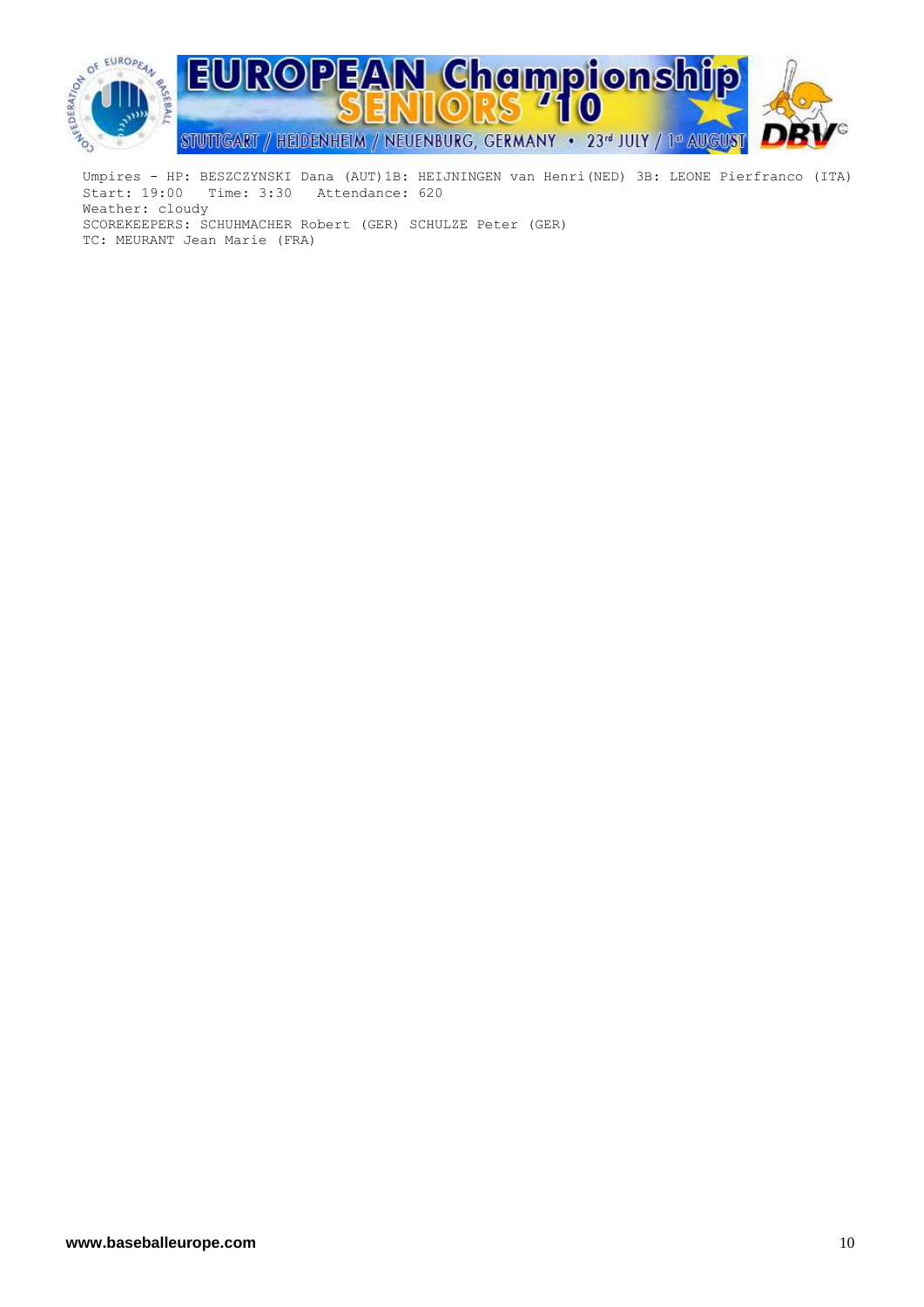Umpires - HP: BESZCZYNSKI Dana (AUT)1B: HEIJNINGEN van Henri(NED) 3B: LEONE Pierfranco (ITA)
Start: 19:00 Time: 3:30 Attendance: 620
Weather: cloudy
SCOREKEEPERS: SCHUHMACHER Robert (GER) SCHULZE Peter (GER)
TC: MEURANT Jean Marie (FRA)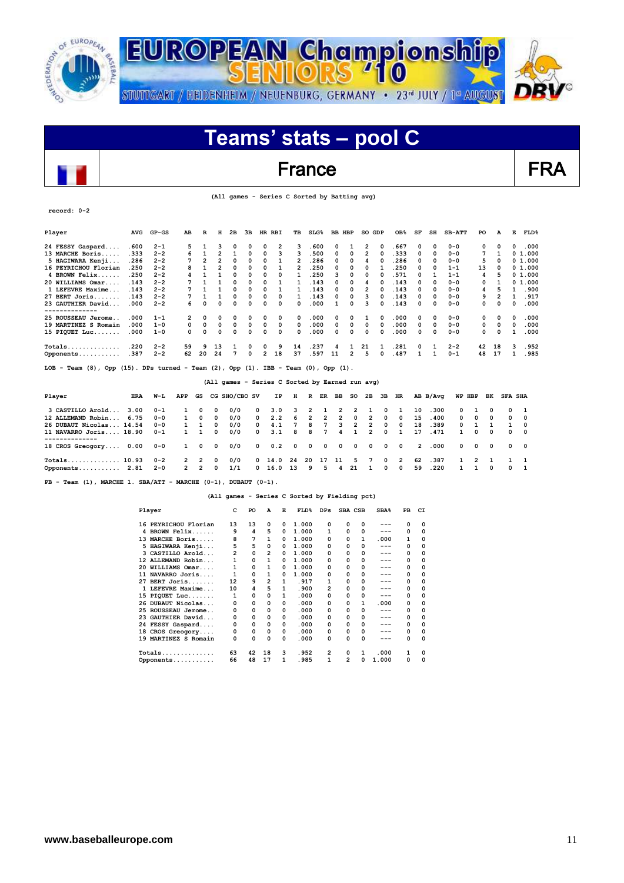# EUROPEAN Championship SENIORS '10

STUTTGART / HEIDENHEIM / NEUENBURG, GERMANY • 23rd JULY / 1st AUGUST

## Teams' stats – pool C

## France — FRA

(All games - Series C Sorted by Batting avg)

record: 0-2

| Player | AVG | GP-GS | AB | R | H | 2B | 3B | HR | RBI | TB | SLG% | BB | HBP | SO | GDP | OB% | SF | SH | SB-ATT | PO | A | E | FLD% |
|---|---|---|---|---|---|---|---|---|---|---|---|---|---|---|---|---|---|---|---|---|---|---|---|
| 24 FESSY Gaspard.... | .600 | 2-1 | 5 | 1 | 3 | 0 | 0 | 0 | 2 | 3 | .600 | 0 | 1 | 2 | 0 | .667 | 0 | 0 | 0-0 | 0 | 0 | 0 | .000 |
| 13 MARCHE Boris..... | .333 | 2-2 | 6 | 1 | 2 | 1 | 0 | 0 | 3 | 3 | .500 | 0 | 0 | 2 | 0 | .333 | 0 | 0 | 0-0 | 7 | 1 | 0 | 1.000 |
| 5 HAGIWARA Kenji.... | .286 | 2-2 | 7 | 2 | 2 | 0 | 0 | 0 | 1 | 2 | .286 | 0 | 0 | 4 | 0 | .286 | 0 | 0 | 0-0 | 5 | 0 | 0 | 1.000 |
| 16 PEYRICHOU Florian | .250 | 2-2 | 8 | 1 | 2 | 0 | 0 | 0 | 1 | 2 | .250 | 0 | 0 | 0 | 1 | .250 | 0 | 0 | 1-1 | 13 | 0 | 0 | 1.000 |
| 4 BROWN Felix...... | .250 | 2-2 | 4 | 1 | 1 | 0 | 0 | 0 | 0 | 1 | .250 | 3 | 0 | 0 | 0 | .571 | 0 | 1 | 1-1 | 4 | 5 | 0 | 1.000 |
| 20 WILLIAMS Omar.... | .143 | 2-2 | 7 | 1 | 1 | 0 | 0 | 0 | 1 | 1 | .143 | 0 | 0 | 4 | 0 | .143 | 0 | 0 | 0-0 | 0 | 1 | 0 | 1.000 |
| 1 LEFEVRE Maxime... | .143 | 2-2 | 7 | 1 | 1 | 0 | 0 | 0 | 1 | 1 | .143 | 0 | 0 | 2 | 0 | .143 | 0 | 0 | 0-0 | 4 | 5 | 1 | .900 |
| 27 BERT Joris....... | .143 | 2-2 | 7 | 1 | 1 | 0 | 0 | 0 | 0 | 1 | .143 | 0 | 0 | 3 | 0 | .143 | 0 | 0 | 0-0 | 9 | 2 | 1 | .917 |
| 23 GAUTHIER David... | .000 | 2-2 | 6 | 0 | 0 | 0 | 0 | 0 | 0 | 0 | .000 | 1 | 0 | 3 | 0 | .143 | 0 | 0 | 0-0 | 0 | 0 | 0 | .000 |
| 25 ROUSSEAU Jerome.. | .000 | 1-1 | 2 | 0 | 0 | 0 | 0 | 0 | 0 | 0 | .000 | 0 | 0 | 1 | 0 | .000 | 0 | 0 | 0-0 | 0 | 0 | 0 | .000 |
| 19 MARTINEZ S Romain | .000 | 1-0 | 0 | 0 | 0 | 0 | 0 | 0 | 0 | 0 | .000 | 0 | 0 | 0 | 0 | .000 | 0 | 0 | 0-0 | 0 | 0 | 0 | .000 |
| 15 PIQUET Luc....... | .000 | 1-0 | 0 | 0 | 0 | 0 | 0 | 0 | 0 | 0 | .000 | 0 | 0 | 0 | 0 | .000 | 0 | 0 | 0-0 | 0 | 0 | 1 | .000 |
| Totals.............. | .220 | 2-2 | 59 | 9 | 13 | 1 | 0 | 0 | 9 | 14 | .237 | 4 | 1 | 21 | 1 | .281 | 0 | 1 | 2-2 | 42 | 18 | 3 | .952 |
| Opponents........... | .387 | 2-2 | 62 | 20 | 24 | 7 | 0 | 2 | 18 | 37 | .597 | 11 | 2 | 5 | 0 | .487 | 1 | 1 | 0-1 | 48 | 17 | 1 | .985 |

LOB - Team (8), Opp (15). DPs turned - Team (2), Opp (1). IBB - Team (0), Opp (1).

(All games - Series C Sorted by Earned run avg)

| Player | ERA | W-L | APP | GS | CG | SHO/CBO | SV | IP | H | R | ER | BB | SO | 2B | 3B | HR | AB | B/Avg | WP | HBP | BK | SFA | SHA |
|---|---|---|---|---|---|---|---|---|---|---|---|---|---|---|---|---|---|---|---|---|---|---|---|
| 3 CASTILLO Arold... | 3.00 | 0-1 | 1 | 0 | 0 | 0/0 | 0 | 3.0 | 3 | 2 | 1 | 2 | 2 | 1 | 0 | 1 | 10 | .300 | 0 | 1 | 0 | 0 | 1 |
| 12 ALLEMAND Robin... | 6.75 | 0-0 | 1 | 0 | 0 | 0/0 | 0 | 2.2 | 6 | 2 | 2 | 2 | 0 | 2 | 0 | 0 | 15 | .400 | 0 | 0 | 0 | 0 | 0 |
| 26 DUBAUT Nicolas... | 14.54 | 0-0 | 1 | 1 | 0 | 0/0 | 0 | 4.1 | 7 | 8 | 7 | 3 | 2 | 2 | 0 | 0 | 18 | .389 | 0 | 1 | 1 | 1 | 0 |
| 11 NAVARRO Joris.... | 18.90 | 0-1 | 1 | 1 | 0 | 0/0 | 0 | 3.1 | 8 | 8 | 7 | 4 | 1 | 2 | 0 | 1 | 17 | .471 | 1 | 0 | 0 | 0 | 0 |
| 18 CROS Greogory.... | 0.00 | 0-0 | 1 | 0 | 0 | 0/0 | 0 | 0.2 | 0 | 0 | 0 | 0 | 0 | 0 | 0 | 0 | 2 | .000 | 0 | 0 | 0 | 0 | 0 |
| Totals.............. | 10.93 | 0-2 | 2 | 2 | 0 | 0/0 | 0 | 14.0 | 24 | 20 | 17 | 11 | 5 | 7 | 0 | 2 | 62 | .387 | 1 | 2 | 1 | 1 | 1 |
| Opponents........... | 2.81 | 2-0 | 2 | 2 | 0 | 1/1 | 0 | 16.0 | 13 | 9 | 5 | 4 | 21 | 1 | 0 | 0 | 59 | .220 | 1 | 1 | 0 | 0 | 1 |

PB - Team (1), MARCHE 1. SBA/ATT - MARCHE (0-1), DUBAUT (0-1).

(All games - Series C Sorted by Fielding pct)

| Player | C | PO | A | E | FLD% | DPs | SBA | CSB | SBA% | PB | CI |
|---|---|---|---|---|---|---|---|---|---|---|---|
| 16 PEYRICHOU Florian | 13 | 13 | 0 | 0 | 1.000 | 0 | 0 | 0 | --- | 0 | 0 |
| 4 BROWN Felix...... | 9 | 4 | 5 | 0 | 1.000 | 1 | 0 | 0 | --- | 0 | 0 |
| 13 MARCHE Boris..... | 8 | 7 | 1 | 0 | 1.000 | 0 | 0 | 1 | .000 | 1 | 0 |
| 5 HAGIWARA Kenji... | 5 | 5 | 0 | 0 | 1.000 | 0 | 0 | 0 | --- | 0 | 0 |
| 3 CASTILLO Arold... | 2 | 0 | 2 | 0 | 1.000 | 0 | 0 | 0 | --- | 0 | 0 |
| 12 ALLEMAND Robin... | 1 | 0 | 1 | 0 | 1.000 | 0 | 0 | 0 | --- | 0 | 0 |
| 20 WILLIAMS Omar.... | 1 | 0 | 1 | 0 | 1.000 | 0 | 0 | 0 | --- | 0 | 0 |
| 11 NAVARRO Joris.... | 1 | 0 | 1 | 0 | 1.000 | 0 | 0 | 0 | --- | 0 | 0 |
| 27 BERT Joris....... | 12 | 9 | 2 | 1 | .917 | 1 | 0 | 0 | --- | 0 | 0 |
| 1 LEFEVRE Maxime... | 10 | 4 | 5 | 1 | .900 | 2 | 0 | 0 | --- | 0 | 0 |
| 15 PIQUET Luc....... | 1 | 0 | 0 | 1 | .000 | 0 | 0 | 0 | --- | 0 | 0 |
| 26 DUBAUT Nicolas... | 0 | 0 | 0 | 0 | .000 | 0 | 0 | 1 | .000 | 0 | 0 |
| 25 ROUSSEAU Jerome.. | 0 | 0 | 0 | 0 | .000 | 0 | 0 | 0 | --- | 0 | 0 |
| 23 GAUTHIER David... | 0 | 0 | 0 | 0 | .000 | 0 | 0 | 0 | --- | 0 | 0 |
| 24 FESSY Gaspard.... | 0 | 0 | 0 | 0 | .000 | 0 | 0 | 0 | --- | 0 | 0 |
| 18 CROS Greogory.... | 0 | 0 | 0 | 0 | .000 | 0 | 0 | 0 | --- | 0 | 0 |
| 19 MARTINEZ S Romain | 0 | 0 | 0 | 0 | .000 | 0 | 0 | 0 | --- | 0 | 0 |
| Totals.............. | 63 | 42 | 18 | 3 | .952 | 2 | 0 | 1 | .000 | 1 | 0 |
| Opponents........... | 66 | 48 | 17 | 1 | .985 | 1 | 2 | 0 | 1.000 | 0 | 0 |

www.baseballeurope.com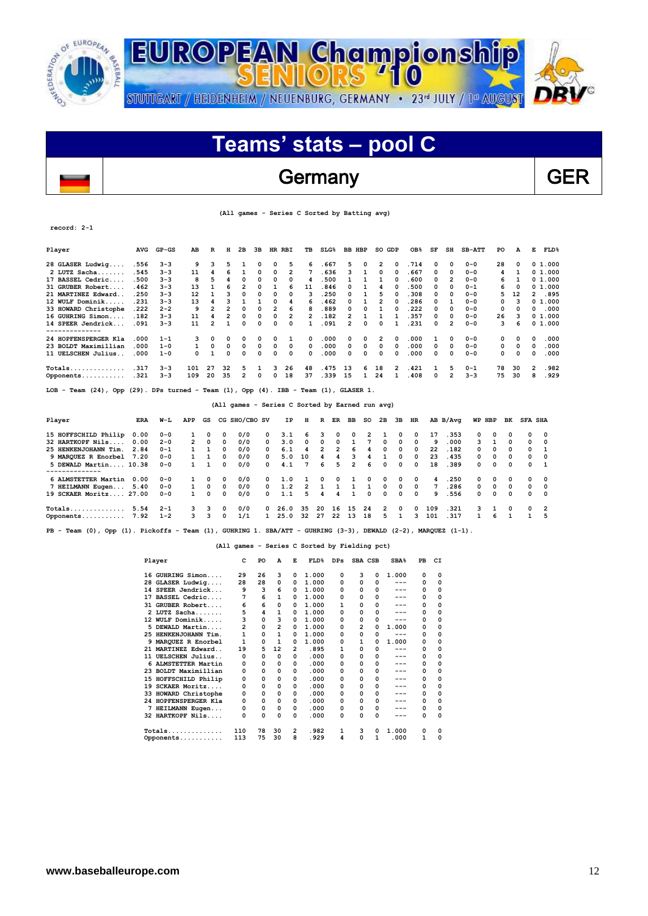# EUROPEAN Championship SENIORS '10

STUTTGART / HEIDENHEIM / NEUENBURG, GERMANY • 23rd JULY / 1st AUGUST

## Teams' stats – pool C

## Germany — GER

(All games - Series C Sorted by Batting avg)

record: 2-1

| Player | AVG | GP-GS | AB | R | H | 2B | 3B | HR | RBI | TB | SLG% | BB | HBP | SO | GDP | OB% | SF | SH | SB-ATT | PO | A | E | FLD% |
|---|---|---|---|---|---|---|---|---|---|---|---|---|---|---|---|---|---|---|---|---|---|---|---|
| 28 GLASER Ludwig.... | .556 | 3-3 | 9 | 3 | 5 | 1 | 0 | 0 | 5 | 6 | .667 | 5 | 0 | 2 | 0 | .714 | 0 | 0 | 0-0 | 28 | 0 | 0 | 1.000 |
| 2 LUTZ Sacha....... | .545 | 3-3 | 11 | 4 | 6 | 1 | 0 | 0 | 2 | 7 | .636 | 3 | 1 | 0 | 0 | .667 | 0 | 0 | 0-0 | 4 | 1 | 0 | 1.000 |
| 17 BASSEL Cedric.... | .500 | 3-3 | 8 | 5 | 4 | 0 | 0 | 0 | 0 | 4 | .500 | 1 | 1 | 1 | 0 | .600 | 0 | 2 | 0-0 | 6 | 1 | 0 | 1.000 |
| 31 GRUBER Robert.... | .462 | 3-3 | 13 | 1 | 6 | 2 | 0 | 1 | 6 | 11 | .846 | 0 | 1 | 4 | 0 | .500 | 0 | 0 | 0-1 | 6 | 0 | 0 | 1.000 |
| 21 MARTINEZ Edward.. | .250 | 3-3 | 12 | 1 | 3 | 0 | 0 | 0 | 0 | 3 | .250 | 0 | 1 | 5 | 0 | .308 | 0 | 0 | 0-0 | 5 | 12 | 2 | .895 |
| 12 WULF Dominik..... | .231 | 3-3 | 13 | 4 | 3 | 1 | 1 | 0 | 4 | 6 | .462 | 0 | 1 | 2 | 0 | .286 | 0 | 1 | 0-0 | 0 | 3 | 0 | 1.000 |
| 33 HOWARD Christophe | .222 | 2-2 | 9 | 2 | 2 | 0 | 0 | 2 | 6 | 8 | .889 | 0 | 0 | 1 | 0 | .222 | 0 | 0 | 0-0 | 0 | 0 | 0 | .000 |
| 16 GUHRING Simon.... | .182 | 3-3 | 11 | 4 | 2 | 0 | 0 | 0 | 2 | 2 | .182 | 2 | 1 | 1 | 1 | .357 | 0 | 0 | 0-0 | 26 | 3 | 0 | 1.000 |
| 14 SPEER Jendrick... | .091 | 3-3 | 11 | 2 | 1 | 0 | 0 | 0 | 0 | 1 | .091 | 2 | 0 | 0 | 1 | .231 | 0 | 2 | 0-0 | 3 | 6 | 0 | 1.000 |
| 24 HOPFENSPERGER Kla | .000 | 1-1 | 3 | 0 | 0 | 0 | 0 | 0 | 1 | 0 | .000 | 0 | 0 | 2 | 0 | .000 | 1 | 0 | 0-0 | 0 | 0 | 0 | .000 |
| 23 BOLDT Maximillian | .000 | 1-0 | 1 | 0 | 0 | 0 | 0 | 0 | 0 | 0 | .000 | 0 | 0 | 0 | 0 | .000 | 0 | 0 | 0-0 | 0 | 0 | 0 | .000 |
| 11 UELSCHEN Julius.. | .000 | 1-0 | 0 | 1 | 0 | 0 | 0 | 0 | 0 | 0 | .000 | 0 | 0 | 0 | 0 | .000 | 0 | 0 | 0-0 | 0 | 0 | 0 | .000 |
| Totals.............. | .317 | 3-3 | 101 | 27 | 32 | 5 | 1 | 3 | 26 | 48 | .475 | 13 | 6 | 18 | 2 | .421 | 1 | 5 | 0-1 | 78 | 30 | 2 | .982 |
| Opponents........... | .321 | 3-3 | 109 | 20 | 35 | 2 | 0 | 0 | 18 | 37 | .339 | 15 | 1 | 24 | 1 | .408 | 0 | 2 | 3-3 | 75 | 30 | 8 | .929 |

LOB - Team (24), Opp (29). DPs turned - Team (1), Opp (4). IBB - Team (1), GLASER 1.

(All games - Series C Sorted by Earned run avg)

| Player | ERA | W-L | APP | GS | CG | SHO/CBO | SV | IP | H | R | ER | BB | SO | 2B | 3B | HR | AB | B/Avg | WP | HBP | BK | SFA | SHA |
|---|---|---|---|---|---|---|---|---|---|---|---|---|---|---|---|---|---|---|---|---|---|---|---|
| 15 HOFFSCHILD Philip | 0.00 | 0-0 | 1 | 0 | 0 | 0/0 | 0 | 3.1 | 6 | 3 | 0 | 0 | 2 | 1 | 0 | 0 | 17 | .353 | 0 | 0 | 0 | 0 | 0 |
| 32 HARTKOPF Nils.... | 0.00 | 2-0 | 2 | 0 | 0 | 0/0 | 0 | 3.0 | 0 | 0 | 0 | 1 | 7 | 0 | 0 | 0 | 9 | .000 | 3 | 1 | 0 | 0 | 0 |
| 25 HENKENJOHANN Tim. | 2.84 | 0-1 | 1 | 1 | 0 | 0/0 | 0 | 6.1 | 4 | 2 | 2 | 6 | 4 | 0 | 0 | 0 | 22 | .182 | 0 | 0 | 0 | 0 | 1 |
| 9 MARQUEZ R Enorbel | 7.20 | 0-0 | 1 | 1 | 0 | 0/0 | 0 | 5.0 | 10 | 4 | 4 | 3 | 4 | 1 | 0 | 0 | 23 | .435 | 0 | 0 | 0 | 0 | 0 |
| 5 DEWALD Martin.... | 10.38 | 0-0 | 1 | 1 | 0 | 0/0 | 0 | 4.1 | 7 | 6 | 5 | 2 | 6 | 0 | 0 | 0 | 18 | .389 | 0 | 0 | 0 | 0 | 1 |
| 6 ALMSTETTER Martin | 0.00 | 0-0 | 1 | 0 | 0 | 0/0 | 0 | 1.0 | 1 | 0 | 0 | 1 | 0 | 0 | 0 | 0 | 4 | .250 | 0 | 0 | 0 | 0 | 0 |
| 7 HEILMANN Eugen... | 5.40 | 0-0 | 1 | 0 | 0 | 0/0 | 0 | 1.2 | 2 | 1 | 1 | 1 | 1 | 0 | 0 | 0 | 7 | .286 | 0 | 0 | 0 | 0 | 0 |
| 19 SCKAER Moritz.... | 27.00 | 0-0 | 1 | 0 | 0 | 0/0 | 0 | 1.1 | 5 | 4 | 4 | 1 | 0 | 0 | 0 | 0 | 9 | .556 | 0 | 0 | 0 | 0 | 0 |
| Totals.............. | 5.54 | 2-1 | 3 | 3 | 0 | 0/0 | 0 | 26.0 | 35 | 20 | 16 | 15 | 24 | 2 | 0 | 0 | 109 | .321 | 3 | 1 | 0 | 0 | 2 |
| Opponents........... | 7.92 | 1-2 | 3 | 3 | 0 | 1/1 | 1 | 25.0 | 32 | 27 | 22 | 13 | 18 | 5 | 1 | 3 | 101 | .317 | 1 | 6 | 1 | 1 | 5 |

PB - Team (0), Opp (1). Pickoffs - Team (1), GUHRING 1. SBA/ATT - GUHRING (3-3), DEWALD (2-2), MARQUEZ (1-1).

(All games - Series C Sorted by Fielding pct)

| Player | C | PO | A | E | FLD% | DPs | SBA | CSB | SBA% | PB | CI |
|---|---|---|---|---|---|---|---|---|---|---|---|
| 16 GUHRING Simon.... | 29 | 26 | 3 | 0 | 1.000 | 0 | 3 | 0 | 1.000 | 0 | 0 |
| 28 GLASER Ludwig.... | 28 | 28 | 0 | 0 | 1.000 | 0 | 0 | 0 | --- | 0 | 0 |
| 14 SPEER Jendrick... | 9 | 3 | 6 | 0 | 1.000 | 0 | 0 | 0 | --- | 0 | 0 |
| 17 BASSEL Cedric.... | 7 | 6 | 1 | 0 | 1.000 | 0 | 0 | 0 | --- | 0 | 0 |
| 31 GRUBER Robert.... | 6 | 6 | 0 | 0 | 1.000 | 1 | 0 | 0 | --- | 0 | 0 |
| 2 LUTZ Sacha....... | 5 | 4 | 1 | 0 | 1.000 | 0 | 0 | 0 | --- | 0 | 0 |
| 12 WULF Dominik..... | 3 | 0 | 3 | 0 | 1.000 | 0 | 0 | 0 | --- | 0 | 0 |
| 5 DEWALD Martin.... | 2 | 0 | 2 | 0 | 1.000 | 0 | 2 | 0 | 1.000 | 0 | 0 |
| 25 HENKENJOHANN Tim. | 1 | 0 | 1 | 0 | 1.000 | 0 | 0 | 0 | --- | 0 | 0 |
| 9 MARQUEZ R Enorbel | 1 | 0 | 1 | 0 | 1.000 | 0 | 1 | 0 | 1.000 | 0 | 0 |
| 21 MARTINEZ Edward.. | 19 | 5 | 12 | 2 | .895 | 1 | 0 | 0 | --- | 0 | 0 |
| 11 UELSCHEN Julius.. | 0 | 0 | 0 | 0 | .000 | 0 | 0 | 0 | --- | 0 | 0 |
| 6 ALMSTETTER Martin | 0 | 0 | 0 | 0 | .000 | 0 | 0 | 0 | --- | 0 | 0 |
| 23 BOLDT Maximillian | 0 | 0 | 0 | 0 | .000 | 0 | 0 | 0 | --- | 0 | 0 |
| 15 HOFFSCHILD Philip | 0 | 0 | 0 | 0 | .000 | 0 | 0 | 0 | --- | 0 | 0 |
| 19 SCKAER Moritz.... | 0 | 0 | 0 | 0 | .000 | 0 | 0 | 0 | --- | 0 | 0 |
| 33 HOWARD Christophe | 0 | 0 | 0 | 0 | .000 | 0 | 0 | 0 | --- | 0 | 0 |
| 24 HOPFENSPERGER Kla | 0 | 0 | 0 | 0 | .000 | 0 | 0 | 0 | --- | 0 | 0 |
| 7 HEILMANN Eugen... | 0 | 0 | 0 | 0 | .000 | 0 | 0 | 0 | --- | 0 | 0 |
| 32 HARTKOPF Nils.... | 0 | 0 | 0 | 0 | .000 | 0 | 0 | 0 | --- | 0 | 0 |
| Totals.............. | 110 | 78 | 30 | 2 | .982 | 1 | 3 | 0 | 1.000 | 0 | 0 |
| Opponents........... | 113 | 75 | 30 | 8 | .929 | 4 | 0 | 1 | .000 | 1 | 0 |

www.baseballeurope.com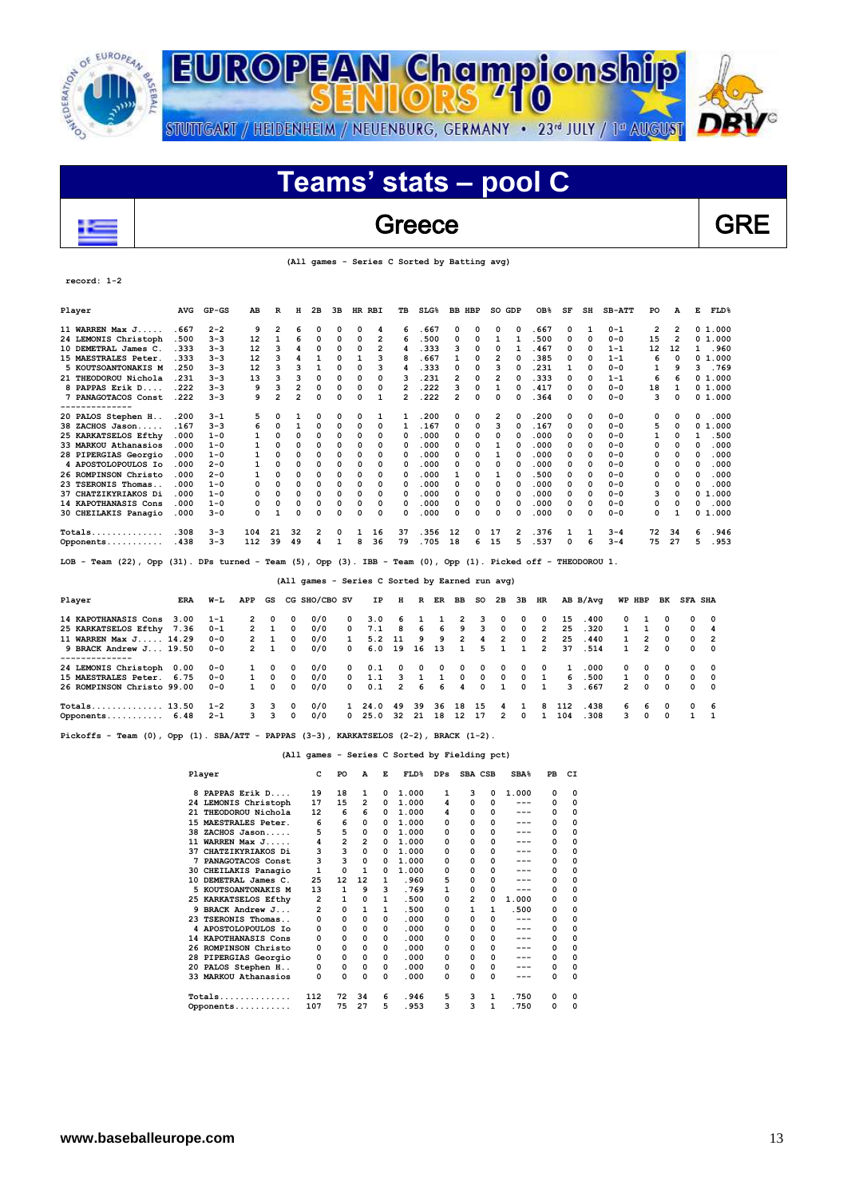# EUROPEAN Championship SENIORS '10

STUTTGART / HEIDENHEIM / NEUENBURG, GERMANY • 23rd JULY / 1st AUGUST

## Teams' stats – pool C

### Greece — GRE

(All games - Series C Sorted by Batting avg)

record: 1-2

| Player | AVG | GP-GS | AB | R | H | 2B | 3B | HR | RBI | TB | SLG% | BB | HBP | SO | GDP | OB% | SF | SH | SB-ATT | PO | A | E | FLD% |
|---|---|---|---|---|---|---|---|---|---|---|---|---|---|---|---|---|---|---|---|---|---|---|---|
| 11 WARREN Max J..... | .667 | 2-2 | 9 | 2 | 6 | 0 | 0 | 0 | 4 | 6 | .667 | 0 | 0 | 0 | 0 | .667 | 0 | 1 | 0-1 | 2 | 2 | 0 | 1.000 |
| 24 LEMONIS Christoph | .500 | 3-3 | 12 | 1 | 6 | 0 | 0 | 0 | 2 | 6 | .500 | 0 | 0 | 1 | 1 | .500 | 0 | 0 | 0-0 | 15 | 2 | 0 | 1.000 |
| 10 DEMETRAL James C. | .333 | 3-3 | 12 | 3 | 4 | 0 | 0 | 0 | 2 | 4 | .333 | 3 | 0 | 0 | 1 | .467 | 0 | 0 | 1-1 | 12 | 12 | 1 | .960 |
| 15 MAESTRALES Peter. | .333 | 3-3 | 12 | 3 | 4 | 1 | 0 | 1 | 3 | 8 | .667 | 1 | 0 | 2 | 0 | .385 | 0 | 0 | 1-1 | 6 | 0 | 0 | 1.000 |
| 5 KOUTSOANTONAKIS M | .250 | 3-3 | 12 | 3 | 3 | 1 | 0 | 0 | 3 | 4 | .333 | 0 | 0 | 3 | 0 | .231 | 1 | 0 | 0-0 | 1 | 9 | 3 | .769 |
| 21 THEODOROU Nichola | .231 | 3-3 | 13 | 3 | 3 | 0 | 0 | 0 | 0 | 3 | .231 | 2 | 0 | 2 | 0 | .333 | 0 | 0 | 1-1 | 6 | 6 | 0 | 1.000 |
| 8 PAPPAS Erik D.... | .222 | 3-3 | 9 | 3 | 2 | 0 | 0 | 0 | 0 | 2 | .222 | 3 | 0 | 1 | 0 | .417 | 0 | 0 | 0-0 | 18 | 1 | 0 | 1.000 |
| 7 PANAGOTACOS Const | .222 | 3-3 | 9 | 2 | 2 | 0 | 0 | 0 | 1 | 2 | .222 | 2 | 0 | 0 | 0 | .364 | 0 | 0 | 0-0 | 3 | 0 | 0 | 1.000 |
| -------------- | | | | | | | | | | | | | | | | | | | | | | | |
| 20 PALOS Stephen H.. | .200 | 3-1 | 5 | 0 | 1 | 0 | 0 | 0 | 1 | 1 | .200 | 0 | 0 | 2 | 0 | .200 | 0 | 0 | 0-0 | 0 | 0 | 0 | .000 |
| 38 ZACHOS Jason..... | .167 | 3-3 | 6 | 0 | 1 | 0 | 0 | 0 | 0 | 1 | .167 | 0 | 0 | 3 | 0 | .167 | 0 | 0 | 0-0 | 5 | 0 | 0 | 1.000 |
| 25 KARKATSELOS Efthy | .000 | 1-0 | 1 | 0 | 0 | 0 | 0 | 0 | 0 | 0 | .000 | 0 | 0 | 0 | 0 | .000 | 0 | 0 | 0-0 | 1 | 0 | 1 | .500 |
| 33 MARKOU Athanasios | .000 | 1-0 | 1 | 0 | 0 | 0 | 0 | 0 | 0 | 0 | .000 | 0 | 0 | 1 | 0 | .000 | 0 | 0 | 0-0 | 0 | 0 | 0 | .000 |
| 28 PIPERGIAS Georgio | .000 | 1-0 | 1 | 0 | 0 | 0 | 0 | 0 | 0 | 0 | .000 | 0 | 0 | 1 | 0 | .000 | 0 | 0 | 0-0 | 0 | 0 | 0 | .000 |
| 4 APOSTOLOPOULOS Io | .000 | 2-0 | 1 | 0 | 0 | 0 | 0 | 0 | 0 | 0 | .000 | 0 | 0 | 0 | 0 | .000 | 0 | 0 | 0-0 | 0 | 0 | 0 | .000 |
| 26 ROMPINSON Christo | .000 | 2-0 | 1 | 0 | 0 | 0 | 0 | 0 | 0 | 0 | .000 | 1 | 0 | 1 | 0 | .500 | 0 | 0 | 0-0 | 0 | 0 | 0 | .000 |
| 23 TSERONIS Thomas.. | .000 | 1-0 | 0 | 0 | 0 | 0 | 0 | 0 | 0 | 0 | .000 | 0 | 0 | 0 | 0 | .000 | 0 | 0 | 0-0 | 0 | 0 | 0 | .000 |
| 37 CHATZIKYRIAKOS Di | .000 | 1-0 | 0 | 0 | 0 | 0 | 0 | 0 | 0 | 0 | .000 | 0 | 0 | 0 | 0 | .000 | 0 | 0 | 0-0 | 3 | 0 | 0 | 1.000 |
| 14 KAPOTHANASIS Cons | .000 | 1-0 | 0 | 0 | 0 | 0 | 0 | 0 | 0 | 0 | .000 | 0 | 0 | 0 | 0 | .000 | 0 | 0 | 0-0 | 0 | 0 | 0 | .000 |
| 30 CHEILAKIS Panagio | .000 | 3-0 | 0 | 1 | 0 | 0 | 0 | 0 | 0 | 0 | .000 | 0 | 0 | 0 | 0 | .000 | 0 | 0 | 0-0 | 0 | 1 | 0 | 1.000 |
| Totals.............. | .308 | 3-3 | 104 | 21 | 32 | 2 | 0 | 1 | 16 | 37 | .356 | 12 | 0 | 17 | 2 | .376 | 1 | 1 | 3-4 | 72 | 34 | 6 | .946 |
| Opponents........... | .438 | 3-3 | 112 | 39 | 49 | 4 | 1 | 8 | 36 | 79 | .705 | 18 | 6 | 15 | 5 | .537 | 0 | 6 | 3-4 | 75 | 27 | 5 | .953 |

LOB - Team (22), Opp (31). DPs turned - Team (5), Opp (3). IBB - Team (0), Opp (1). Picked off - THEODOROU 1.

(All games - Series C Sorted by Earned run avg)

| Player | ERA | W-L | APP | GS | CG | SHO/CBO | SV | IP | H | R | ER | BB | SO | 2B | 3B | HR | AB | B/Avg | WP | HBP | BK | SFA | SHA |
|---|---|---|---|---|---|---|---|---|---|---|---|---|---|---|---|---|---|---|---|---|---|---|---|
| 14 KAPOTHANASIS Cons | 3.00 | 1-1 | 2 | 0 | 0 | 0/0 | 0 | 3.0 | 6 | 1 | 1 | 2 | 3 | 0 | 0 | 0 | 15 | .400 | 0 | 1 | 0 | 0 | 0 |
| 25 KARKATSELOS Efthy | 7.36 | 0-1 | 2 | 1 | 0 | 0/0 | 0 | 7.1 | 8 | 6 | 6 | 9 | 3 | 0 | 0 | 2 | 25 | .320 | 1 | 1 | 0 | 0 | 4 |
| 11 WARREN Max J..... | 14.29 | 0-0 | 2 | 1 | 0 | 0/0 | 1 | 5.2 | 11 | 9 | 9 | 2 | 4 | 2 | 0 | 2 | 25 | .440 | 1 | 2 | 0 | 0 | 2 |
| 9 BRACK Andrew J... | 19.50 | 0-0 | 2 | 1 | 0 | 0/0 | 0 | 6.0 | 19 | 16 | 13 | 1 | 5 | 1 | 1 | 2 | 37 | .514 | 1 | 2 | 0 | 0 | 0 |
| -------------- | | | | | | | | | | | | | | | | | | | | | | | |
| 24 LEMONIS Christoph | 0.00 | 0-0 | 1 | 0 | 0 | 0/0 | 0 | 0.1 | 0 | 0 | 0 | 0 | 0 | 0 | 0 | 0 | 1 | .000 | 0 | 0 | 0 | 0 | 0 |
| 15 MAESTRALES Peter. | 6.75 | 0-0 | 1 | 0 | 0 | 0/0 | 0 | 1.1 | 3 | 1 | 1 | 0 | 0 | 0 | 0 | 1 | 6 | .500 | 1 | 0 | 0 | 0 | 0 |
| 26 ROMPINSON Christo | 99.00 | 0-0 | 1 | 0 | 0 | 0/0 | 0 | 0.1 | 2 | 6 | 6 | 4 | 0 | 1 | 0 | 1 | 3 | .667 | 2 | 0 | 0 | 0 | 0 |
| Totals.............. | 13.50 | 1-2 | 3 | 3 | 0 | 0/0 | 1 | 24.0 | 49 | 39 | 36 | 18 | 15 | 4 | 1 | 8 | 112 | .438 | 6 | 6 | 0 | 0 | 6 |
| Opponents........... | 6.48 | 2-1 | 3 | 3 | 0 | 0/0 | 0 | 25.0 | 32 | 21 | 18 | 12 | 17 | 2 | 0 | 1 | 104 | .308 | 3 | 0 | 0 | 1 | 1 |

Pickoffs - Team (0), Opp (1). SBA/ATT - PAPPAS (3-3), KARKATSELOS (2-2), BRACK (1-2).

(All games - Series C Sorted by Fielding pct)

| Player | C | PO | A | E | FLD% | DPs | SBA | CSB | SBA% | PB | CI |
|---|---|---|---|---|---|---|---|---|---|---|---|
| 8 PAPPAS Erik D.... | 19 | 18 | 1 | 0 | 1.000 | 1 | 3 | 0 | 1.000 | 0 | 0 |
| 24 LEMONIS Christoph | 17 | 15 | 2 | 0 | 1.000 | 4 | 0 | 0 | --- | 0 | 0 |
| 21 THEODOROU Nichola | 12 | 6 | 6 | 0 | 1.000 | 4 | 0 | 0 | --- | 0 | 0 |
| 15 MAESTRALES Peter. | 6 | 6 | 0 | 0 | 1.000 | 0 | 0 | 0 | --- | 0 | 0 |
| 38 ZACHOS Jason..... | 5 | 5 | 0 | 0 | 1.000 | 0 | 0 | 0 | --- | 0 | 0 |
| 11 WARREN Max J..... | 4 | 2 | 2 | 0 | 1.000 | 0 | 0 | 0 | --- | 0 | 0 |
| 37 CHATZIKYRIAKOS Di | 3 | 3 | 0 | 0 | 1.000 | 0 | 0 | 0 | --- | 0 | 0 |
| 7 PANAGOTACOS Const | 3 | 3 | 0 | 0 | 1.000 | 0 | 0 | 0 | --- | 0 | 0 |
| 30 CHEILAKIS Panagio | 1 | 0 | 1 | 0 | 1.000 | 0 | 0 | 0 | --- | 0 | 0 |
| 10 DEMETRAL James C. | 25 | 12 | 12 | 1 | .960 | 5 | 0 | 0 | --- | 0 | 0 |
| 5 KOUTSOANTONAKIS M | 13 | 1 | 9 | 3 | .769 | 1 | 0 | 0 | --- | 0 | 0 |
| 25 KARKATSELOS Efthy | 2 | 1 | 0 | 1 | .500 | 0 | 2 | 0 | 1.000 | 0 | 0 |
| 9 BRACK Andrew J... | 2 | 0 | 1 | 1 | .500 | 0 | 1 | 1 | .500 | 0 | 0 |
| 23 TSERONIS Thomas.. | 0 | 0 | 0 | 0 | .000 | 0 | 0 | 0 | --- | 0 | 0 |
| 4 APOSTOLOPOULOS Io | 0 | 0 | 0 | 0 | .000 | 0 | 0 | 0 | --- | 0 | 0 |
| 14 KAPOTHANASIS Cons | 0 | 0 | 0 | 0 | .000 | 0 | 0 | 0 | --- | 0 | 0 |
| 26 ROMPINSON Christo | 0 | 0 | 0 | 0 | .000 | 0 | 0 | 0 | --- | 0 | 0 |
| 28 PIPERGIAS Georgio | 0 | 0 | 0 | 0 | .000 | 0 | 0 | 0 | --- | 0 | 0 |
| 20 PALOS Stephen H.. | 0 | 0 | 0 | 0 | .000 | 0 | 0 | 0 | --- | 0 | 0 |
| 33 MARKOU Athanasios | 0 | 0 | 0 | 0 | .000 | 0 | 0 | 0 | --- | 0 | 0 |
| Totals.............. | 112 | 72 | 34 | 6 | .946 | 5 | 3 | 1 | .750 | 0 | 0 |
| Opponents........... | 107 | 75 | 27 | 5 | .953 | 3 | 3 | 1 | .750 | 0 | 0 |

www.baseballeurope.com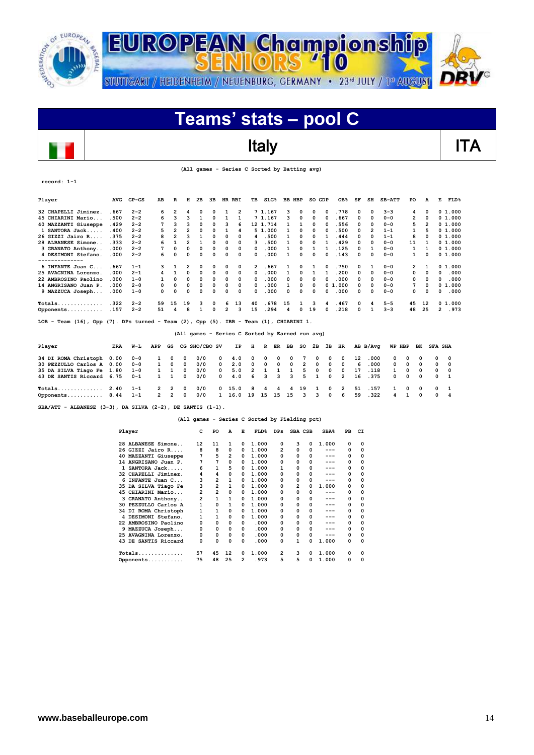EUROPEAN Championship SENIORS '10

STUTTGART / HEIDENHEIM / NEUENBURG, GERMANY • 23rd JULY / 1st AUGUST

# Teams' stats – pool C

## Italy

ITA

(All games - Series C Sorted by Batting avg)

record: 1-1

| Player | AVG | GP-GS | AB | R | H | 2B | 3B | HR | RBI | TB | SLG% | BB | HBP | SO | GDP | OB% | SF | SH | SB-ATT | PO | A | E | FLD% |
|---|---|---|---|---|---|---|---|---|---|---|---|---|---|---|---|---|---|---|---|---|---|---|---|
| 32 CHAPELLI Jiminez. | .667 | 2-2 | 6 | 2 | 4 | 0 | 0 | 1 | 2 | 7 | 1.167 | 3 | 0 | 0 | 0 | .778 | 0 | 0 | 3-3 | 4 | 0 | 0 | 1.000 |
| 45 CHIARINI Mario.... | .500 | 2-2 | 6 | 3 | 3 | 1 | 0 | 1 | 1 | 7 | 1.167 | 3 | 0 | 0 | 0 | .667 | 0 | 0 | 0-0 | 2 | 0 | 0 | 1.000 |
| 40 MAZZANTI Giuseppe | .429 | 2-2 | 7 | 3 | 3 | 0 | 0 | 3 | 6 | 12 | 1.714 | 1 | 1 | 0 | 0 | .556 | 0 | 0 | 0-0 | 5 | 2 | 0 | 1.000 |
| 1 SANTORA Jack..... | .400 | 2-2 | 5 | 2 | 2 | 0 | 0 | 1 | 4 | 5 | 1.000 | 1 | 0 | 0 | 0 | .500 | 0 | 2 | 1-1 | 1 | 5 | 0 | 1.000 |
| 26 GIZZI Jairo R.... | .375 | 2-2 | 8 | 2 | 3 | 1 | 0 | 0 | 0 | 4 | .500 | 1 | 0 | 0 | 1 | .444 | 0 | 0 | 1-1 | 8 | 0 | 0 | 1.000 |
| 28 ALBANESE Simone.. | .333 | 2-2 | 6 | 1 | 2 | 1 | 0 | 0 | 0 | 3 | .500 | 1 | 0 | 0 | 1 | .429 | 0 | 0 | 0-0 | 11 | 1 | 0 | 1.000 |
| 3 GRANATO Anthony.. | .000 | 2-2 | 7 | 0 | 0 | 0 | 0 | 0 | 0 | 0 | .000 | 1 | 0 | 1 | 1 | .125 | 0 | 1 | 0-0 | 1 | 1 | 0 | 1.000 |
| 4 DESIMONI Stefano. | .000 | 2-2 | 6 | 0 | 0 | 0 | 0 | 0 | 0 | 0 | .000 | 1 | 0 | 0 | 0 | .143 | 0 | 0 | 0-0 | 1 | 0 | 0 | 1.000 |
| 6 INFANTE Juan C... | .667 | 1-1 | 3 | 1 | 2 | 0 | 0 | 0 | 0 | 2 | .667 | 1 | 0 | 1 | 0 | .750 | 0 | 1 | 0-0 | 2 | 1 | 0 | 1.000 |
| 25 AVAGNINA Lorenzo. | .000 | 2-1 | 4 | 1 | 0 | 0 | 0 | 0 | 0 | 0 | .000 | 1 | 0 | 1 | 1 | .200 | 0 | 0 | 0-0 | 0 | 0 | 0 | .000 |
| 22 AMBROSINO Paolino | .000 | 1-0 | 1 | 0 | 0 | 0 | 0 | 0 | 0 | 0 | .000 | 0 | 0 | 0 | 0 | .000 | 0 | 0 | 0-0 | 0 | 0 | 0 | .000 |
| 14 ANGRISANO Juan P. | .000 | 2-0 | 0 | 0 | 0 | 0 | 0 | 0 | 0 | 0 | .000 | 1 | 0 | 0 | 0 | 1.000 | 0 | 0 | 0-0 | 7 | 0 | 0 | 1.000 |
| 9 MAZZUCA Joseph... | .000 | 1-0 | 0 | 0 | 0 | 0 | 0 | 0 | 0 | 0 | .000 | 0 | 0 | 0 | 0 | .000 | 0 | 0 | 0-0 | 0 | 0 | 0 | .000 |
| Totals.............. | .322 | 2-2 | 59 | 15 | 19 | 3 | 0 | 6 | 13 | 40 | .678 | 15 | 1 | 3 | 4 | .467 | 0 | 4 | 5-5 | 45 | 12 | 0 | 1.000 |
| Opponents........... | .157 | 2-2 | 51 | 4 | 8 | 1 | 0 | 2 | 3 | 15 | .294 | 4 | 0 | 19 | 0 | .218 | 0 | 1 | 3-3 | 48 | 25 | 2 | .973 |

LOB - Team (16), Opp (7). DPs turned - Team (2), Opp (5). IBB - Team (1), CHIARINI 1.

(All games - Series C Sorted by Earned run avg)

| Player | ERA | W-L | APP | GS | CG | SHO/CBO | SV | IP | H | R | ER | BB | SO | 2B | 3B | HR | AB | B/Avg | WP | HBP | BK | SFA | SHA |
|---|---|---|---|---|---|---|---|---|---|---|---|---|---|---|---|---|---|---|---|---|---|---|---|
| 34 DI ROMA Christoph | 0.00 | 0-0 | 1 | 0 | 0 | 0/0 | 0 | 4.0 | 0 | 0 | 0 | 0 | 7 | 0 | 0 | 0 | 12 | .000 | 0 | 0 | 0 | 0 | 0 |
| 30 PEZZULLO Carlos A | 0.00 | 0-0 | 1 | 0 | 0 | 0/0 | 0 | 2.0 | 0 | 0 | 0 | 0 | 2 | 0 | 0 | 0 | 6 | .000 | 0 | 0 | 0 | 0 | 0 |
| 35 DA SILVA Tiago Fe | 1.80 | 1-0 | 1 | 1 | 0 | 0/0 | 0 | 5.0 | 2 | 1 | 1 | 1 | 5 | 0 | 0 | 0 | 17 | .118 | 1 | 0 | 0 | 0 | 0 |
| 43 DE SANTIS Riccard | 6.75 | 0-1 | 1 | 1 | 0 | 0/0 | 0 | 4.0 | 6 | 3 | 3 | 3 | 5 | 1 | 0 | 2 | 16 | .375 | 0 | 0 | 0 | 0 | 1 |
| Totals.............. | 2.40 | 1-1 | 2 | 2 | 0 | 0/0 | 0 | 15.0 | 8 | 4 | 4 | 4 | 19 | 1 | 0 | 2 | 51 | .157 | 1 | 0 | 0 | 0 | 1 |
| Opponents........... | 8.44 | 1-1 | 2 | 2 | 0 | 0/0 | 1 | 16.0 | 19 | 15 | 15 | 15 | 3 | 3 | 0 | 6 | 59 | .322 | 4 | 1 | 0 | 0 | 4 |

SBA/ATT - ALBANESE (3-3), DA SILVA (2-2), DE SANTIS (1-1).

(All games - Series C Sorted by Fielding pct)

| Player | C | PO | A | E | FLD% | DPs | SBA | CSB | SBA% | PB | CI |
|---|---|---|---|---|---|---|---|---|---|---|---|
| 28 ALBANESE Simone.. | 12 | 11 | 1 | 0 | 1.000 | 0 | 3 | 0 | 1.000 | 0 | 0 |
| 26 GIZZI Jairo R.... | 8 | 8 | 0 | 0 | 1.000 | 2 | 0 | 0 | --- | 0 | 0 |
| 40 MAZZANTI Giuseppe | 7 | 5 | 2 | 0 | 1.000 | 0 | 0 | 0 | --- | 0 | 0 |
| 14 ANGRISANO Juan P. | 7 | 7 | 0 | 0 | 1.000 | 0 | 0 | 0 | --- | 0 | 0 |
| 1 SANTORA Jack..... | 6 | 1 | 5 | 0 | 1.000 | 1 | 0 | 0 | --- | 0 | 0 |
| 32 CHAPELLI Jiminez. | 4 | 4 | 0 | 0 | 1.000 | 0 | 0 | 0 | --- | 0 | 0 |
| 6 INFANTE Juan C... | 3 | 2 | 1 | 0 | 1.000 | 0 | 0 | 0 | --- | 0 | 0 |
| 35 DA SILVA Tiago Fe | 3 | 2 | 1 | 0 | 1.000 | 0 | 2 | 0 | 1.000 | 0 | 0 |
| 45 CHIARINI Mario.... | 2 | 2 | 0 | 0 | 1.000 | 0 | 0 | 0 | --- | 0 | 0 |
| 3 GRANATO Anthony.. | 2 | 1 | 1 | 0 | 1.000 | 0 | 0 | 0 | --- | 0 | 0 |
| 30 PEZZULLO Carlos A | 1 | 0 | 1 | 0 | 1.000 | 0 | 0 | 0 | --- | 0 | 0 |
| 34 DI ROMA Christoph | 1 | 1 | 0 | 0 | 1.000 | 0 | 0 | 0 | --- | 0 | 0 |
| 4 DESIMONI Stefano. | 1 | 1 | 0 | 0 | 1.000 | 0 | 0 | 0 | --- | 0 | 0 |
| 22 AMBROSINO Paolino | 0 | 0 | 0 | 0 | .000 | 0 | 0 | 0 | --- | 0 | 0 |
| 9 MAZZUCA Joseph... | 0 | 0 | 0 | 0 | .000 | 0 | 0 | 0 | --- | 0 | 0 |
| 25 AVAGNINA Lorenzo. | 0 | 0 | 0 | 0 | .000 | 0 | 0 | 0 | --- | 0 | 0 |
| 43 DE SANTIS Riccard | 0 | 0 | 0 | 0 | .000 | 0 | 1 | 0 | 1.000 | 0 | 0 |
| Totals.............. | 57 | 45 | 12 | 0 | 1.000 | 2 | 3 | 0 | 1.000 | 0 | 0 |
| Opponents........... | 75 | 48 | 25 | 2 | .973 | 5 | 5 | 0 | 1.000 | 0 | 0 |

www.baseballeurope.com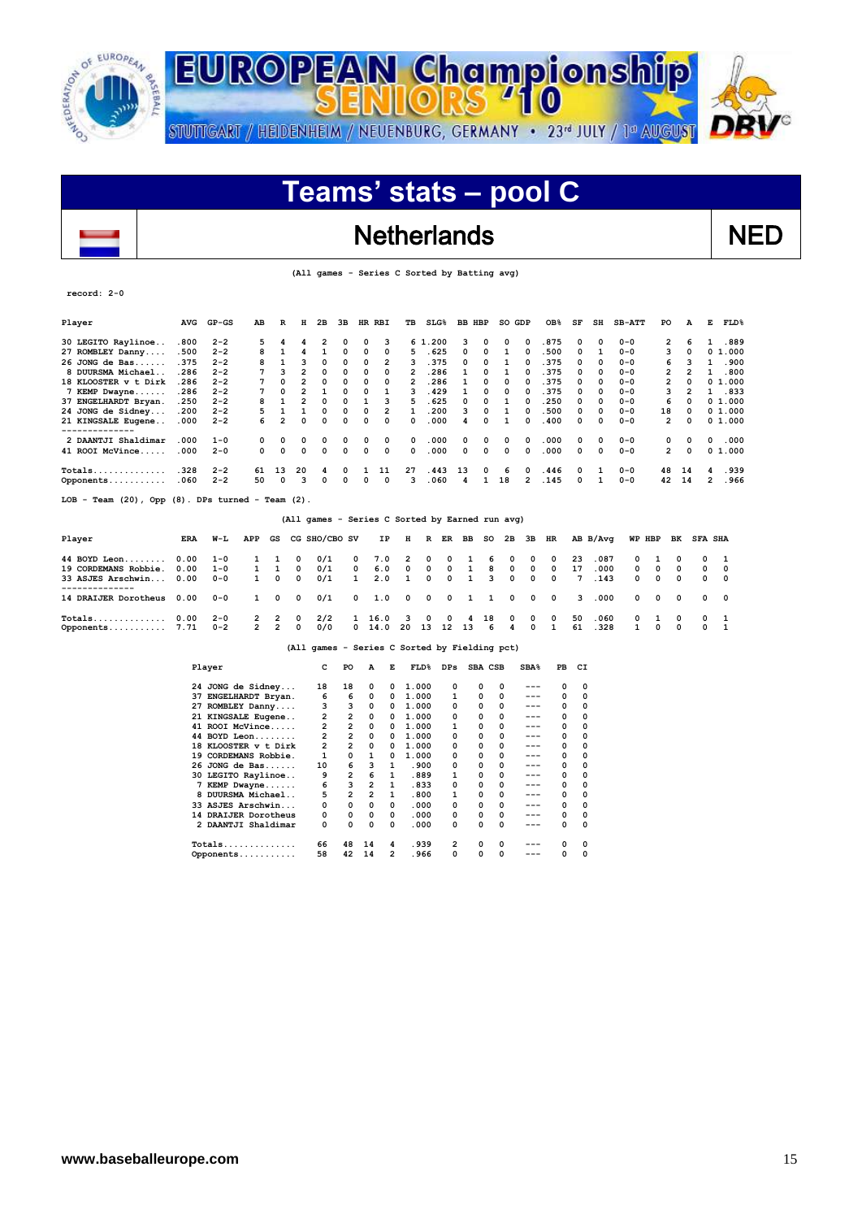# EUROPEAN Championship SENIORS '10

STUTTGART / HEIDENHEIM / NEUENBURG, GERMANY • 23rd JULY / 1st AUGUST

## Teams' stats – pool C

## Netherlands — NED

(All games - Series C Sorted by Batting avg)

record: 2-0

| Player | AVG | GP-GS | AB | R | H | 2B | 3B | HR | RBI | TB | SLG% | BB | HBP | SO | GDP | OB% | SF | SH | SB-ATT | PO | A | E | FLD% |
|---|---|---|---|---|---|---|---|---|---|---|---|---|---|---|---|---|---|---|---|---|---|---|---|
| 30 LEGITO Raylinoe.. | .800 | 2-2 | 5 | 4 | 4 | 2 | 0 | 0 | 3 | 6 | 1.200 | 3 | 0 | 0 | 0 | .875 | 0 | 0 | 0-0 | 2 | 6 | 1 | .889 |
| 27 ROMBLEY Danny.... | .500 | 2-2 | 8 | 1 | 4 | 1 | 0 | 0 | 0 | 5 | .625 | 0 | 0 | 1 | 0 | .500 | 0 | 1 | 0-0 | 3 | 0 | 0 | 1.000 |
| 26 JONG de Bas...... | .375 | 2-2 | 8 | 1 | 3 | 0 | 0 | 0 | 2 | 3 | .375 | 0 | 0 | 1 | 0 | .375 | 0 | 0 | 0-0 | 6 | 3 | 1 | .900 |
| 8 DUURSMA Michael.. | .286 | 2-2 | 7 | 3 | 2 | 0 | 0 | 0 | 0 | 2 | .286 | 1 | 0 | 1 | 0 | .375 | 0 | 0 | 0-0 | 2 | 2 | 1 | .800 |
| 18 KLOOSTER v t Dirk | .286 | 2-2 | 7 | 0 | 2 | 0 | 0 | 0 | 0 | 2 | .286 | 1 | 0 | 0 | 0 | .375 | 0 | 0 | 0-0 | 2 | 0 | 0 | 1.000 |
| 7 KEMP Dwayne...... | .286 | 2-2 | 7 | 0 | 2 | 1 | 0 | 0 | 1 | 3 | .429 | 1 | 0 | 0 | 0 | .375 | 0 | 0 | 0-0 | 3 | 2 | 1 | .833 |
| 37 ENGELHARDT Bryan. | .250 | 2-2 | 8 | 1 | 2 | 0 | 0 | 1 | 3 | 5 | .625 | 0 | 0 | 1 | 0 | .250 | 0 | 0 | 0-0 | 6 | 0 | 0 | 1.000 |
| 24 JONG de Sidney... | .200 | 2-2 | 5 | 1 | 1 | 0 | 0 | 0 | 2 | 1 | .200 | 3 | 0 | 1 | 0 | .500 | 0 | 0 | 0-0 | 18 | 0 | 0 | 1.000 |
| 21 KINGSALE Eugene.. | .000 | 2-2 | 6 | 2 | 0 | 0 | 0 | 0 | 0 | 0 | .000 | 4 | 0 | 1 | 0 | .400 | 0 | 0 | 0-0 | 2 | 0 | 0 | 1.000 |
| 2 DAANTJI Shaldimar | .000 | 1-0 | 0 | 0 | 0 | 0 | 0 | 0 | 0 | 0 | .000 | 0 | 0 | 0 | 0 | .000 | 0 | 0 | 0-0 | 0 | 0 | 0 | .000 |
| 41 ROOI McVince..... | .000 | 2-0 | 0 | 0 | 0 | 0 | 0 | 0 | 0 | 0 | .000 | 0 | 0 | 0 | 0 | .000 | 0 | 0 | 0-0 | 2 | 0 | 0 | 1.000 |
| Totals.............. | .328 | 2-2 | 61 | 13 | 20 | 4 | 0 | 1 | 11 | 27 | .443 | 13 | 0 | 6 | 0 | .446 | 0 | 1 | 0-0 | 48 | 14 | 4 | .939 |
| Opponents........... | .060 | 2-2 | 50 | 0 | 3 | 0 | 0 | 0 | 0 | 3 | .060 | 4 | 1 | 18 | 2 | .145 | 0 | 1 | 0-0 | 42 | 14 | 2 | .966 |

LOB - Team (20), Opp (8). DPs turned - Team (2).

(All games - Series C Sorted by Earned run avg)

| Player | ERA | W-L | APP | GS | CG | SHO/CBO | SV | IP | H | R | ER | BB | SO | 2B | 3B | HR | AB | B/Avg | WP | HBP | BK | SFA | SHA |
|---|---|---|---|---|---|---|---|---|---|---|---|---|---|---|---|---|---|---|---|---|---|---|---|
| 44 BOYD Leon........ | 0.00 | 1-0 | 1 | 1 | 0 | 0/1 | 0 | 7.0 | 2 | 0 | 0 | 1 | 6 | 0 | 0 | 0 | 23 | .087 | 0 | 1 | 0 | 0 | 1 |
| 19 CORDEMANS Robbie. | 0.00 | 1-0 | 1 | 1 | 0 | 0/1 | 0 | 6.0 | 0 | 0 | 0 | 1 | 8 | 0 | 0 | 0 | 17 | .000 | 0 | 0 | 0 | 0 | 0 |
| 33 ASJES Arschwin... | 0.00 | 0-0 | 1 | 0 | 0 | 0/1 | 1 | 2.0 | 1 | 0 | 0 | 1 | 3 | 0 | 0 | 0 | 7 | .143 | 0 | 0 | 0 | 0 | 0 |
| 14 DRAIJER Dorotheus | 0.00 | 0-0 | 1 | 0 | 0 | 0/1 | 0 | 1.0 | 0 | 0 | 0 | 1 | 1 | 0 | 0 | 0 | 3 | .000 | 0 | 0 | 0 | 0 | 0 |
| Totals.............. | 0.00 | 2-0 | 2 | 2 | 0 | 2/2 | 1 | 16.0 | 3 | 0 | 0 | 4 | 18 | 0 | 0 | 0 | 50 | .060 | 0 | 1 | 0 | 0 | 1 |
| Opponents........... | 7.71 | 0-2 | 2 | 2 | 0 | 0/0 | 0 | 14.0 | 20 | 13 | 12 | 13 | 6 | 4 | 0 | 1 | 61 | .328 | 1 | 0 | 0 | 0 | 1 |

(All games - Series C Sorted by Fielding pct)

| Player | C | PO | A | E | FLD% | DPs | SBA | CSB | SBA% | PB | CI |
|---|---|---|---|---|---|---|---|---|---|---|---|
| 24 JONG de Sidney... | 18 | 18 | 0 | 0 | 1.000 | 0 | 0 | 0 | --- | 0 | 0 |
| 37 ENGELHARDT Bryan. | 6 | 6 | 0 | 0 | 1.000 | 1 | 0 | 0 | --- | 0 | 0 |
| 27 ROMBLEY Danny.... | 3 | 3 | 0 | 0 | 1.000 | 0 | 0 | 0 | --- | 0 | 0 |
| 21 KINGSALE Eugene.. | 2 | 2 | 0 | 0 | 1.000 | 0 | 0 | 0 | --- | 0 | 0 |
| 41 ROOI McVince..... | 2 | 2 | 0 | 0 | 1.000 | 1 | 0 | 0 | --- | 0 | 0 |
| 44 BOYD Leon........ | 2 | 2 | 0 | 0 | 1.000 | 0 | 0 | 0 | --- | 0 | 0 |
| 18 KLOOSTER v t Dirk | 2 | 2 | 0 | 0 | 1.000 | 0 | 0 | 0 | --- | 0 | 0 |
| 19 CORDEMANS Robbie. | 1 | 0 | 1 | 0 | 1.000 | 0 | 0 | 0 | --- | 0 | 0 |
| 26 JONG de Bas...... | 10 | 6 | 3 | 1 | .900 | 0 | 0 | 0 | --- | 0 | 0 |
| 30 LEGITO Raylinoe.. | 9 | 2 | 6 | 1 | .889 | 1 | 0 | 0 | --- | 0 | 0 |
| 7 KEMP Dwayne...... | 6 | 3 | 2 | 1 | .833 | 0 | 0 | 0 | --- | 0 | 0 |
| 8 DUURSMA Michael.. | 5 | 2 | 2 | 1 | .800 | 1 | 0 | 0 | --- | 0 | 0 |
| 33 ASJES Arschwin... | 0 | 0 | 0 | 0 | .000 | 0 | 0 | 0 | --- | 0 | 0 |
| 14 DRAIJER Dorotheus | 0 | 0 | 0 | 0 | .000 | 0 | 0 | 0 | --- | 0 | 0 |
| 2 DAANTJI Shaldimar | 0 | 0 | 0 | 0 | .000 | 0 | 0 | 0 | --- | 0 | 0 |
| Totals.............. | 66 | 48 | 14 | 4 | .939 | 2 | 0 | 0 | --- | 0 | 0 |
| Opponents........... | 58 | 42 | 14 | 2 | .966 | 0 | 0 | 0 | --- | 0 | 0 |

www.baseballeurope.com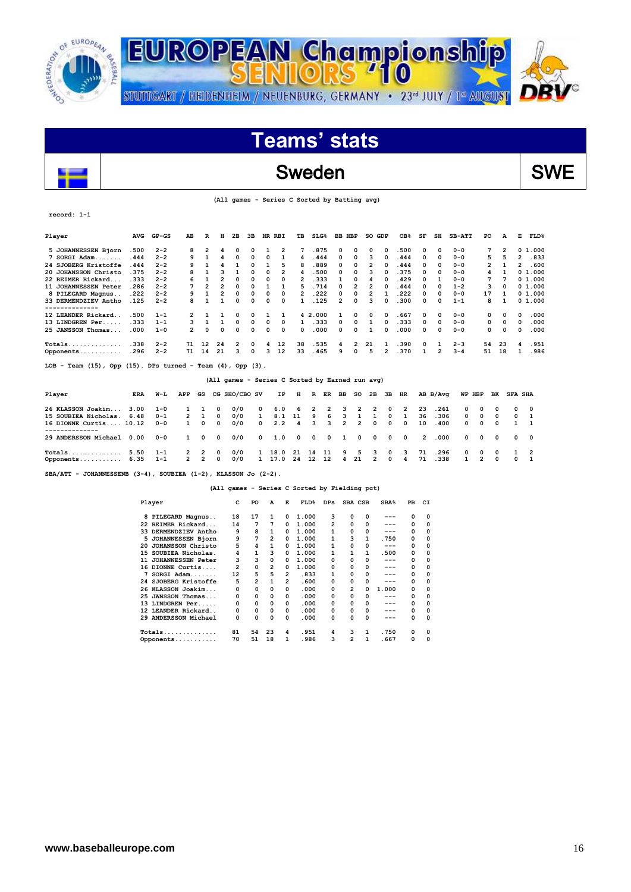# EUROPEAN Championship SENIORS '10

STUTTGART / HEIDENHEIM / NEUENBURG, GERMANY • 23rd JULY / 1st AUGUST

## Teams' stats

## Sweden — SWE

(All games - Series C Sorted by Batting avg)

record: 1-1

| Player | AVG | GP-GS | AB | R | H | 2B | 3B | HR | RBI | TB | SLG% | BB | HBP | SO | GDP | OB% | SF | SH | SB-ATT | PO | A | E | FLD% |
|---|---|---|---|---|---|---|---|---|---|---|---|---|---|---|---|---|---|---|---|---|---|---|---|
| 5 JOHANNESSEN Bjorn | .500 | 2-2 | 8 | 2 | 4 | 0 | 0 | 1 | 2 | 7 | .875 | 0 | 0 | 0 | 0 | .500 | 0 | 0 | 0-0 | 7 | 2 | 0 | 1.000 |
| 7 SORGI Adam........ | .444 | 2-2 | 9 | 1 | 4 | 0 | 0 | 0 | 1 | 4 | .444 | 0 | 0 | 3 | 0 | .444 | 0 | 0 | 0-0 | 5 | 5 | 2 | .833 |
| 24 SJOBERG Kristoffe | .444 | 2-2 | 9 | 1 | 4 | 1 | 0 | 1 | 5 | 8 | .889 | 0 | 0 | 2 | 0 | .444 | 0 | 0 | 0-0 | 2 | 1 | 2 | .600 |
| 20 JOHANSSON Christo | .375 | 2-2 | 8 | 1 | 3 | 1 | 0 | 0 | 2 | 4 | .500 | 0 | 0 | 3 | 0 | .375 | 0 | 0 | 0-0 | 4 | 1 | 0 | 1.000 |
| 22 REIMER Rickard... | .333 | 2-2 | 6 | 1 | 2 | 0 | 0 | 0 | 0 | 2 | .333 | 1 | 0 | 4 | 0 | .429 | 0 | 1 | 0-0 | 7 | 7 | 0 | 1.000 |
| 11 JOHANNESSEN Peter | .286 | 2-2 | 7 | 2 | 2 | 0 | 0 | 1 | 1 | 5 | .714 | 0 | 2 | 2 | 0 | .444 | 0 | 0 | 1-2 | 3 | 0 | 0 | 1.000 |
| 8 PILEGARD Magnus.. | .222 | 2-2 | 9 | 1 | 2 | 0 | 0 | 0 | 0 | 2 | .222 | 0 | 0 | 2 | 1 | .222 | 0 | 0 | 0-0 | 17 | 1 | 0 | 1.000 |
| 33 DERMENDZIEV Antho | .125 | 2-2 | 8 | 1 | 1 | 0 | 0 | 0 | 0 | 1 | .125 | 2 | 0 | 3 | 0 | .300 | 0 | 0 | 1-1 | 8 | 1 | 0 | 1.000 |
| 12 LEANDER Rickard.. | .500 | 1-1 | 2 | 1 | 1 | 0 | 0 | 1 | 1 | 4 | 2.000 | 1 | 0 | 0 | 0 | .667 | 0 | 0 | 0-0 | 0 | 0 | 0 | .000 |
| 13 LINDGREN Per..... | .333 | 1-1 | 3 | 1 | 1 | 0 | 0 | 0 | 0 | 1 | .333 | 0 | 0 | 1 | 0 | .333 | 0 | 0 | 0-0 | 0 | 0 | 0 | .000 |
| 25 JANSSON Thomas... | .000 | 1-0 | 2 | 0 | 0 | 0 | 0 | 0 | 0 | 0 | .000 | 0 | 0 | 1 | 0 | .000 | 0 | 0 | 0-0 | 0 | 0 | 0 | .000 |
| Totals.............. | .338 | 2-2 | 71 | 12 | 24 | 2 | 0 | 4 | 12 | 38 | .535 | 4 | 2 | 21 | 1 | .390 | 0 | 1 | 2-3 | 54 | 23 | 4 | .951 |
| Opponents........... | .296 | 2-2 | 71 | 14 | 21 | 3 | 0 | 3 | 12 | 33 | .465 | 9 | 0 | 5 | 2 | .370 | 1 | 2 | 3-4 | 51 | 18 | 1 | .986 |

LOB - Team (15), Opp (15). DPs turned - Team (4), Opp (3).

(All games - Series C Sorted by Earned run avg)

| Player | ERA | W-L | APP | GS | CG | SHO/CBO | SV | IP | H | R | ER | BB | SO | 2B | 3B | HR | AB | B/Avg | WP | HBP | BK | SFA | SHA |
|---|---|---|---|---|---|---|---|---|---|---|---|---|---|---|---|---|---|---|---|---|---|---|---|
| 26 KLASSON Joakim... | 3.00 | 1-0 | 1 | 1 | 0 | 0/0 | 0 | 6.0 | 6 | 2 | 2 | 3 | 2 | 2 | 0 | 2 | 23 | .261 | 0 | 0 | 0 | 0 | 0 |
| 15 SOUBIEA Nicholas. | 6.48 | 0-1 | 2 | 1 | 0 | 0/0 | 1 | 8.1 | 11 | 9 | 6 | 3 | 1 | 1 | 0 | 1 | 36 | .306 | 0 | 0 | 0 | 0 | 1 |
| 16 DIONNE Curtis.... | 10.12 | 0-0 | 1 | 0 | 0 | 0/0 | 0 | 2.2 | 4 | 3 | 3 | 2 | 2 | 0 | 0 | 0 | 10 | .400 | 0 | 0 | 0 | 1 | 1 |
| 29 ANDERSSON Michael | 0.00 | 0-0 | 1 | 0 | 0 | 0/0 | 0 | 1.0 | 0 | 0 | 0 | 1 | 0 | 0 | 0 | 0 | 2 | .000 | 0 | 0 | 0 | 0 | 0 |
| Totals.............. | 5.50 | 1-1 | 2 | 2 | 0 | 0/0 | 1 | 18.0 | 21 | 14 | 11 | 9 | 5 | 3 | 0 | 3 | 71 | .296 | 0 | 0 | 0 | 1 | 2 |
| Opponents........... | 6.35 | 1-1 | 2 | 2 | 0 | 0/0 | 1 | 17.0 | 24 | 12 | 12 | 4 | 21 | 2 | 0 | 4 | 71 | .338 | 1 | 2 | 0 | 0 | 1 |

SBA/ATT - JOHANNESSENB (3-4), SOUBIEA (1-2), KLASSON Jo (2-2).

(All games - Series C Sorted by Fielding pct)

| Player | C | PO | A | E | FLD% | DPs | SBA | CSB | SBA% | PB | CI |
|---|---|---|---|---|---|---|---|---|---|---|---|
| 8 PILEGARD Magnus.. | 18 | 17 | 1 | 0 | 1.000 | 3 | 0 | 0 | --- | 0 | 0 |
| 22 REIMER Rickard... | 14 | 7 | 7 | 0 | 1.000 | 2 | 0 | 0 | --- | 0 | 0 |
| 33 DERMENDZIEV Antho | 9 | 8 | 1 | 0 | 1.000 | 1 | 0 | 0 | --- | 0 | 0 |
| 5 JOHANNESSEN Bjorn | 9 | 7 | 2 | 0 | 1.000 | 1 | 3 | 1 | .750 | 0 | 0 |
| 20 JOHANSSON Christo | 5 | 4 | 1 | 0 | 1.000 | 1 | 0 | 0 | --- | 0 | 0 |
| 15 SOUBIEA Nicholas. | 4 | 1 | 3 | 0 | 1.000 | 1 | 1 | 1 | .500 | 0 | 0 |
| 11 JOHANNESSEN Peter | 3 | 3 | 0 | 0 | 1.000 | 0 | 0 | 0 | --- | 0 | 0 |
| 16 DIONNE Curtis.... | 2 | 0 | 2 | 0 | 1.000 | 0 | 0 | 0 | --- | 0 | 0 |
| 7 SORGI Adam....... | 12 | 5 | 5 | 2 | .833 | 1 | 0 | 0 | --- | 0 | 0 |
| 24 SJOBERG Kristoffe | 5 | 2 | 1 | 2 | .600 | 0 | 0 | 0 | --- | 0 | 0 |
| 26 KLASSON Joakim... | 0 | 0 | 0 | 0 | .000 | 0 | 2 | 0 | 1.000 | 0 | 0 |
| 25 JANSSON Thomas... | 0 | 0 | 0 | 0 | .000 | 0 | 0 | 0 | --- | 0 | 0 |
| 13 LINDGREN Per..... | 0 | 0 | 0 | 0 | .000 | 0 | 0 | 0 | --- | 0 | 0 |
| 12 LEANDER Rickard.. | 0 | 0 | 0 | 0 | .000 | 0 | 0 | 0 | --- | 0 | 0 |
| 29 ANDERSSON Michael | 0 | 0 | 0 | 0 | .000 | 0 | 0 | 0 | --- | 0 | 0 |
| Totals.............. | 81 | 54 | 23 | 4 | .951 | 4 | 3 | 1 | .750 | 0 | 0 |
| Opponents........... | 70 | 51 | 18 | 1 | .986 | 3 | 2 | 1 | .667 | 0 | 0 |

www.baseballeurope.com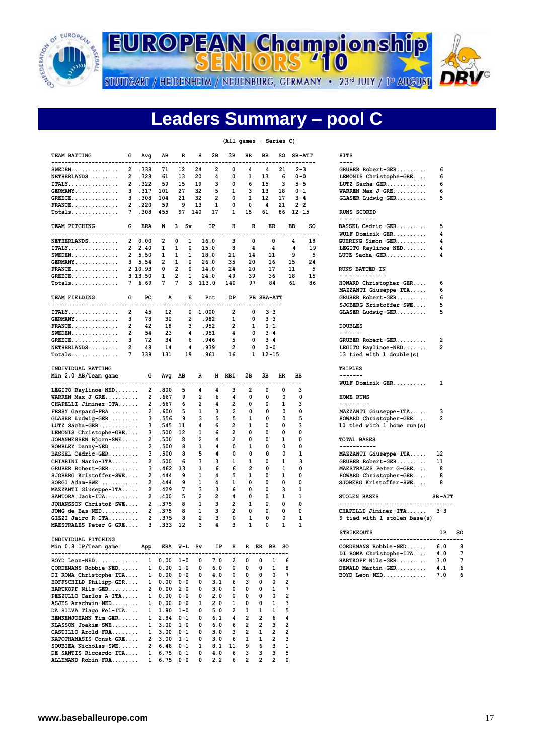# EUROPEAN Championship SENIORS '10

STUTTGART / HEIDENHEIM / NEUENBURG, GERMANY • 23rd JULY / 1st AUGUST

## Leaders Summary – pool C

(All games - Series C)

| TEAM BATTING | G | Avg | AB | R | H | 2B | 3B | HR | BB | SO | SB-ATT |
|---|---|---|---|---|---|---|---|---|---|---|---|
| SWEDEN | 2 | .338 | 71 | 12 | 24 | 2 | 0 | 4 | 4 | 21 | 2-3 |
| NETHERLANDS | 2 | .328 | 61 | 13 | 20 | 4 | 0 | 1 | 13 | 6 | 0-0 |
| ITALY | 2 | .322 | 59 | 15 | 19 | 3 | 0 | 6 | 15 | 3 | 5-5 |
| GERMANY | 3 | .317 | 101 | 27 | 32 | 5 | 1 | 3 | 13 | 18 | 0-1 |
| GREECE | 3 | .308 | 104 | 21 | 32 | 2 | 0 | 1 | 12 | 17 | 3-4 |
| FRANCE | 2 | .220 | 59 | 9 | 13 | 1 | 0 | 0 | 4 | 21 | 2-2 |
| Totals | 7 | .308 | 455 | 97 | 140 | 17 | 1 | 15 | 61 | 86 | 12-15 |

| TEAM PITCHING | G | ERA | W | L | Sv | IP | H | R | ER | BB | SO |
|---|---|---|---|---|---|---|---|---|---|---|---|
| NETHERLANDS | 2 | 0.00 | 2 | 0 | 1 | 16.0 | 3 | 0 | 0 | 4 | 18 |
| ITALY | 2 | 2.40 | 1 | 1 | 0 | 15.0 | 8 | 4 | 4 | 4 | 19 |
| SWEDEN | 2 | 5.50 | 1 | 1 | 1 | 18.0 | 21 | 14 | 11 | 9 | 5 |
| GERMANY | 3 | 5.54 | 2 | 1 | 0 | 26.0 | 35 | 20 | 16 | 15 | 24 |
| FRANCE | 2 | 10.93 | 0 | 2 | 0 | 14.0 | 24 | 20 | 17 | 11 | 5 |
| GREECE | 3 | 13.50 | 1 | 2 | 1 | 24.0 | 49 | 39 | 36 | 18 | 15 |
| Totals | 7 | 6.69 | 7 | 7 | 3 | 113.0 | 140 | 97 | 84 | 61 | 86 |

| TEAM FIELDING | G | PO | A | E | Pct | DP | PB | SBA-ATT |
|---|---|---|---|---|---|---|---|---|
| ITALY | 2 | 45 | 12 | 0 | 1.000 | 2 | 0 | 3-3 |
| GERMANY | 3 | 78 | 30 | 2 | .982 | 1 | 0 | 3-3 |
| FRANCE | 2 | 42 | 18 | 3 | .952 | 2 | 1 | 0-1 |
| SWEDEN | 2 | 54 | 23 | 4 | .951 | 4 | 0 | 3-4 |
| GREECE | 3 | 72 | 34 | 6 | .946 | 5 | 0 | 3-4 |
| NETHERLANDS | 2 | 48 | 14 | 4 | .939 | 2 | 0 | 0-0 |
| Totals | 7 | 339 | 131 | 19 | .961 | 16 | 1 | 12-15 |

INDIVIDUAL BATTING
Min 2.0 AB/Team game

| Player | G | Avg | AB | R | H | RBI | 2B | 3B | HR | BB |
|---|---|---|---|---|---|---|---|---|---|---|
| LEGITO Raylinoe-NED | 2 | .800 | 5 | 4 | 4 | 3 | 2 | 0 | 0 | 3 |
| WARREN Max J-GRE | 2 | .667 | 9 | 2 | 6 | 4 | 0 | 0 | 0 | 0 |
| CHAPELLI Jiminez-ITA | 2 | .667 | 6 | 2 | 4 | 2 | 0 | 0 | 1 | 3 |
| FESSY Gaspard-FRA | 2 | .600 | 5 | 1 | 3 | 2 | 0 | 0 | 0 | 0 |
| GLASER Ludwig-GER | 3 | .556 | 9 | 3 | 5 | 5 | 1 | 0 | 0 | 5 |
| LUTZ Sacha-GER | 3 | .545 | 11 | 4 | 6 | 2 | 1 | 0 | 0 | 3 |
| LEMONIS Christophe-GRE | 3 | .500 | 12 | 1 | 6 | 2 | 0 | 0 | 0 | 0 |
| JOHANNESSEN Bjorn-SWE | 2 | .500 | 8 | 2 | 4 | 2 | 0 | 0 | 1 | 0 |
| ROMBLEY Danny-NED | 2 | .500 | 8 | 1 | 4 | 0 | 1 | 0 | 0 | 0 |
| BASSEL Cedric-GER | 3 | .500 | 8 | 5 | 4 | 0 | 0 | 0 | 0 | 1 |
| CHIARINI Mario-ITA | 2 | .500 | 6 | 3 | 3 | 1 | 1 | 0 | 1 | 3 |
| GRUBER Robert-GER | 3 | .462 | 13 | 1 | 6 | 6 | 2 | 0 | 1 | 0 |
| SJOBERG Kristoffer-SWE | 2 | .444 | 9 | 1 | 4 | 5 | 1 | 0 | 1 | 0 |
| SORGI Adam-SWE | 2 | .444 | 9 | 1 | 4 | 1 | 0 | 0 | 0 | 0 |
| MAZZANTI Giuseppe-ITA | 2 | .429 | 7 | 3 | 3 | 6 | 0 | 0 | 3 | 1 |
| SANTORA Jack-ITA | 2 | .400 | 5 | 2 | 2 | 4 | 0 | 0 | 1 | 1 |
| JOHANSSON Christof-SWE | 2 | .375 | 8 | 1 | 3 | 2 | 1 | 0 | 0 | 0 |
| JONG de Bas-NED | 2 | .375 | 8 | 1 | 3 | 2 | 0 | 0 | 0 | 0 |
| GIZZI Jairo R-ITA | 2 | .375 | 8 | 2 | 3 | 0 | 1 | 0 | 0 | 1 |
| MAESTRALES Peter G-GRE | 3 | .333 | 12 | 3 | 4 | 3 | 1 | 0 | 1 | 1 |

INDIVIDUAL PITCHING
Min 0.8 IP/Team game

| Player | App | ERA | W-L | Sv | IP | H | R | ER | BB | SO |
|---|---|---|---|---|---|---|---|---|---|---|
| BOYD Leon-NED | 1 | 0.00 | 1-0 | 0 | 7.0 | 2 | 0 | 0 | 1 | 6 |
| CORDEMANS Robbie-NED | 1 | 0.00 | 1-0 | 0 | 6.0 | 0 | 0 | 0 | 1 | 8 |
| DI ROMA Christophe-ITA | 1 | 0.00 | 0-0 | 0 | 4.0 | 0 | 0 | 0 | 0 | 7 |
| HOFFSCHILD Philipp-GER | 1 | 0.00 | 0-0 | 0 | 3.1 | 6 | 3 | 0 | 0 | 2 |
| HARTKOPF Nils-GER | 2 | 0.00 | 2-0 | 0 | 3.0 | 0 | 0 | 0 | 1 | 7 |
| PEZZULLO Carlos A-ITA | 1 | 0.00 | 0-0 | 0 | 2.0 | 0 | 0 | 0 | 0 | 2 |
| ASJES Arschwin-NED | 1 | 0.00 | 0-0 | 1 | 2.0 | 1 | 0 | 0 | 1 | 3 |
| DA SILVA Tiago Fel-ITA | 1 | 1.80 | 1-0 | 0 | 5.0 | 2 | 1 | 1 | 1 | 5 |
| HENKENJOHANN Tim-GER | 1 | 2.84 | 0-1 | 0 | 6.1 | 4 | 2 | 2 | 6 | 4 |
| KLASSON Joakim-SWE | 1 | 3.00 | 1-0 | 0 | 6.0 | 6 | 2 | 2 | 3 | 2 |
| CASTILLO Arold-FRA | 1 | 3.00 | 0-1 | 0 | 3.0 | 3 | 2 | 1 | 2 | 2 |
| KAPOTHANASIS Const-GRE | 2 | 3.00 | 1-1 | 0 | 3.0 | 6 | 1 | 1 | 2 | 3 |
| SOUBIEA Nicholas-SWE | 2 | 6.48 | 0-1 | 1 | 8.1 | 11 | 9 | 6 | 3 | 1 |
| DE SANTIS Riccardo-ITA | 1 | 6.75 | 0-1 | 0 | 4.0 | 6 | 3 | 3 | 3 | 5 |
| ALLEMAND Robin-FRA | 1 | 6.75 | 0-0 | 0 | 2.2 | 6 | 2 | 2 | 2 | 0 |

| HITS | |
|---|---|
| GRUBER Robert-GER | 6 |
| LEMONIS Christophe-GRE | 6 |
| LUTZ Sacha-GER | 6 |
| WARREN Max J-GRE | 6 |
| GLASER Ludwig-GER | 5 |

| RUNS SCORED | |
|---|---|
| BASSEL Cedric-GER | 5 |
| WULF Dominik-GER | 4 |
| GUHRING Simon-GER | 4 |
| LEGITO Raylinoe-NED | 4 |
| LUTZ Sacha-GER | 4 |

| RUNS BATTED IN | |
|---|---|
| HOWARD Christopher-GER | 6 |
| MAZZANTI Giuseppe-ITA | 6 |
| GRUBER Robert-GER | 6 |
| SJOBERG Kristoffer-SWE | 5 |
| GLASER Ludwig-GER | 5 |

| DOUBLES | |
|---|---|
| GRUBER Robert-GER | 2 |
| LEGITO Raylinoe-NED | 2 |
| 13 tied with 1 double(s) | |

| TRIPLES | |
|---|---|
| WULF Dominik-GER | 1 |

| HOME RUNS | |
|---|---|
| MAZZANTI Giuseppe-ITA | 3 |
| HOWARD Christopher-GER | 2 |
| 10 tied with 1 home run(s) | |

| TOTAL BASES | |
|---|---|
| MAZZANTI Giuseppe-ITA | 12 |
| GRUBER Robert-GER | 11 |
| MAESTRALES Peter G-GRE | 8 |
| HOWARD Christopher-GER | 8 |
| SJOBERG Kristoffer-SWE | 8 |

| STOLEN BASES | SB-ATT |
|---|---|
| CHAPELLI Jiminez-ITA | 3-3 |
| 9 tied with 1 stolen base(s) | |

| STRIKEOUTS | IP | SO |
|---|---|---|
| CORDEMANS Robbie-NED | 6.0 | 8 |
| DI ROMA Christophe-ITA | 4.0 | 7 |
| HARTKOPF Nils-GER | 3.0 | 7 |
| DEWALD Martin-GER | 4.1 | 6 |
| BOYD Leon-NED | 7.0 | 6 |

www.baseballeurope.com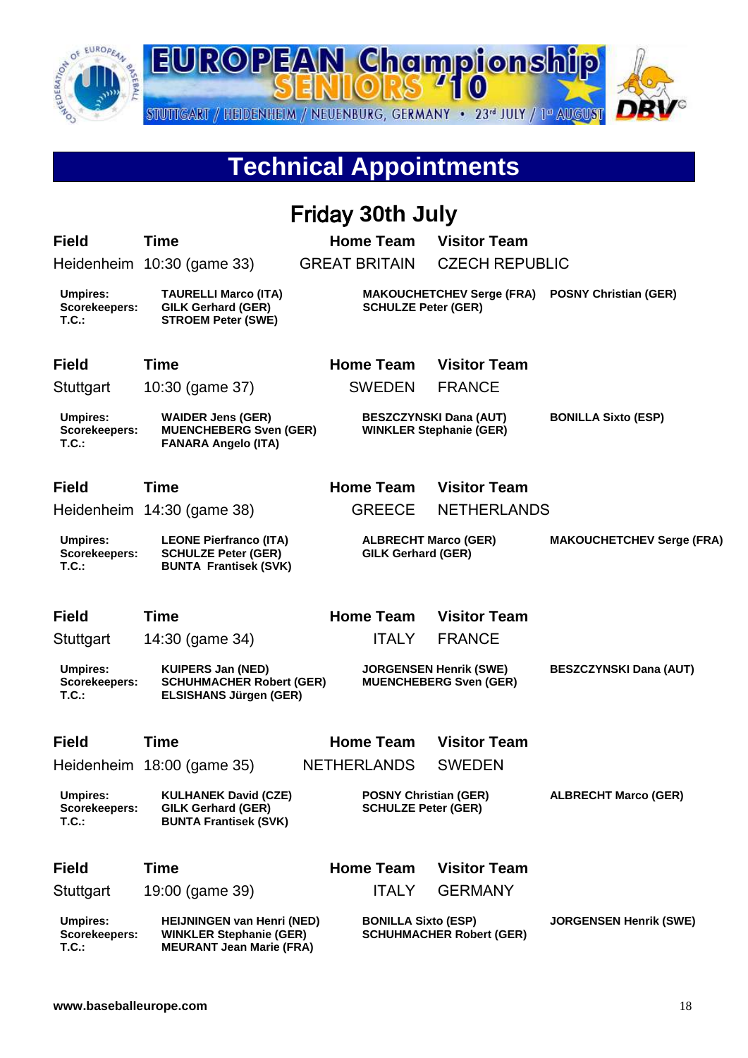EUROPEAN Championship SENIORS '10

STUTTGART / HEIDENHEIM / NEUENBURG, GERMANY • 23rd JULY / 1st AUGUST

# Technical Appointments

## Friday 30th July

| Field | Time | Home Team | Visitor Team | |
|---|---|---|---|---|
| Heidenheim | 10:30 (game 33) | GREAT BRITAIN | CZECH REPUBLIC | |
| **Umpires:** | **TAURELLI Marco (ITA)** | **MAKOUCHETCHEV Serge (FRA)** | | **POSNY Christian (GER)** |
| **Scorekeepers:** | **GILK Gerhard (GER)** | **SCHULZE Peter (GER)** | | |
| **T.C.:** | **STROEM Peter (SWE)** | | | |

| Field | Time | Home Team | Visitor Team | |
|---|---|---|---|---|
| Stuttgart | 10:30 (game 37) | SWEDEN | FRANCE | |
| **Umpires:** | **WAIDER Jens (GER)** | **BESZCZYNSKI Dana (AUT)** | | **BONILLA Sixto (ESP)** |
| **Scorekeepers:** | **MUENCHEBERG Sven (GER)** | **WINKLER Stephanie (GER)** | | |
| **T.C.:** | **FANARA Angelo (ITA)** | | | |

| Field | Time | Home Team | Visitor Team | |
|---|---|---|---|---|
| Heidenheim | 14:30 (game 38) | GREECE | NETHERLANDS | |
| **Umpires:** | **LEONE Pierfranco (ITA)** | **ALBRECHT Marco (GER)** | | **MAKOUCHETCHEV Serge (FRA)** |
| **Scorekeepers:** | **SCHULZE Peter (GER)** | **GILK Gerhard (GER)** | | |
| **T.C.:** | **BUNTA Frantisek (SVK)** | | | |

| Field | Time | Home Team | Visitor Team | |
|---|---|---|---|---|
| Stuttgart | 14:30 (game 34) | ITALY | FRANCE | |
| **Umpires:** | **KUIPERS Jan (NED)** | **JORGENSEN Henrik (SWE)** | | **BESZCZYNSKI Dana (AUT)** |
| **Scorekeepers:** | **SCHUHMACHER Robert (GER)** | **MUENCHEBERG Sven (GER)** | | |
| **T.C.:** | **ELSISHANS Jürgen (GER)** | | | |

| Field | Time | Home Team | Visitor Team | |
|---|---|---|---|---|
| Heidenheim | 18:00 (game 35) | NETHERLANDS | SWEDEN | |
| **Umpires:** | **KULHANEK David (CZE)** | **POSNY Christian (GER)** | | **ALBRECHT Marco (GER)** |
| **Scorekeepers:** | **GILK Gerhard (GER)** | **SCHULZE Peter (GER)** | | |
| **T.C.:** | **BUNTA Frantisek (SVK)** | | | |

| Field | Time | Home Team | Visitor Team | |
|---|---|---|---|---|
| Stuttgart | 19:00 (game 39) | ITALY | GERMANY | |
| **Umpires:** | **HEIJNINGEN van Henri (NED)** | **BONILLA Sixto (ESP)** | | **JORGENSEN Henrik (SWE)** |
| **Scorekeepers:** | **WINKLER Stephanie (GER)** | **SCHUHMACHER Robert (GER)** | | |
| **T.C.:** | **MEURANT Jean Marie (FRA)** | | | |

**www.baseballeurope.com**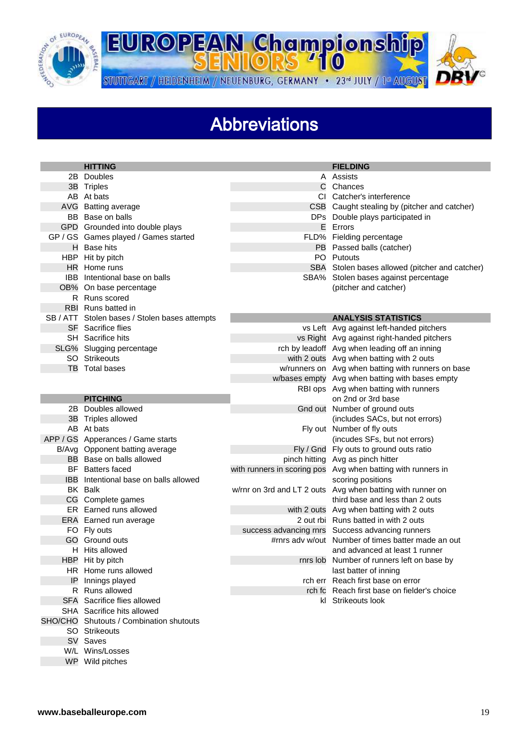# Abbreviations

| | HITTING |
|---|---|
| 2B | Doubles |
| 3B | Triples |
| AB | At bats |
| AVG | Batting average |
| BB | Base on balls |
| GPD | Grounded into double plays |
| GP / GS | Games played / Games started |
| H | Base hits |
| HBP | Hit by pitch |
| HR | Home runs |
| IBB | Intentional base on balls |
| OB% | On base percentage |
| R | Runs scored |
| RBI | Runs batted in |
| SB / ATT | Stolen bases / Stolen bases attempts |
| SF | Sacrifice flies |
| SH | Sacrifice hits |
| SLG% | Slugging percentage |
| SO | Strikeouts |
| TB | Total bases |

| | PITCHING |
|---|---|
| 2B | Doubles allowed |
| 3B | Triples allowed |
| AB | At bats |
| APP / GS | Apperances / Game starts |
| B/Avg | Opponent batting average |
| BB | Base on balls allowed |
| BF | Batters faced |
| IBB | Intentional base on balls allowed |
| BK | Balk |
| CG | Complete games |
| ER | Earned runs allowed |
| ERA | Earned run average |
| FO | Fly outs |
| GO | Ground outs |
| H | Hits allowed |
| HBP | Hit by pitch |
| HR | Home runs allowed |
| IP | Innings played |
| R | Runs allowed |
| SFA | Sacrifice flies allowed |
| SHA | Sacrifice hits allowed |
| SHO/CHO | Shutouts / Combination shutouts |
| SO | Strikeouts |
| SV | Saves |
| W/L | Wins/Losses |
| WP | Wild pitches |

| | FIELDING |
|---|---|
| A | Assists |
| C | Chances |
| CI | Catcher's interference |
| CSB | Caught stealing by (pitcher and catcher) |
| DPs | Double plays participated in |
| E | Errors |
| FLD% | Fielding percentage |
| PB | Passed balls (catcher) |
| PO | Putouts |
| SBA | Stolen bases allowed (pitcher and catcher) |
| SBA% | Stolen bases against percentage (pitcher and catcher) |

| | ANALYSIS STATISTICS |
|---|---|
| vs Left | Avg against left-handed pitchers |
| vs Right | Avg against right-handed pitchers |
| rch by leadoff | Avg when leading off an inning |
| with 2 outs | Avg when batting with 2 outs |
| w/runners on | Avg when batting with runners on base |
| w/bases empty | Avg when batting with bases empty |
| RBI ops | Avg when batting with runners on 2nd or 3rd base |
| Gnd out | Number of ground outs (includes SACs, but not errors) |
| Fly out | Number of fly outs (incudes SFs, but not errors) |
| Fly / Gnd | Fly outs to ground outs ratio |
| pinch hitting | Avg as pinch hitter |
| with runners in scoring pos | Avg when batting with runners in scoring positions |
| w/rnr on 3rd and LT 2 outs | Avg when batting with runner on third base and less than 2 outs |
| with 2 outs | Avg when batting with 2 outs |
| 2 out rbi | Runs batted in with 2 outs |
| success advancing rnrs | Success advancing runners |
| #rnrs adv w/out | Number of times batter made an out and advanced at least 1 runner |
| rnrs lob | Number of runners left on base by last batter of inning |
| rch err | Reach first base on error |
| rch fc | Reach first base on fielder's choice |
| kl | Strikeouts look |

www.baseballeurope.com